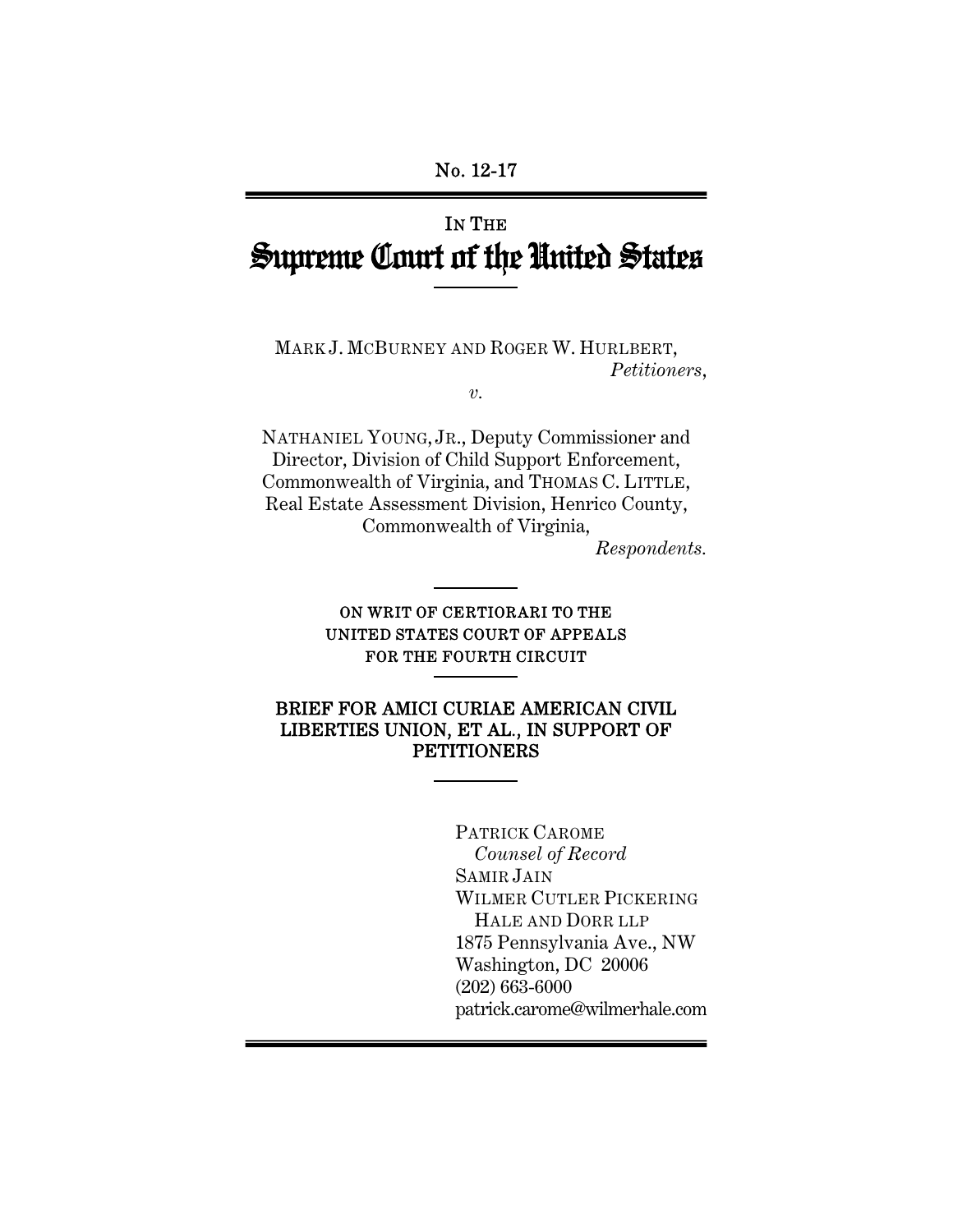No. 12-17

# IN THE Supreme Court of the United States

MARK J. MCBURNEY AND ROGER W. HURLBERT,
*Petitioners*,

*v.*

NATHANIEL YOUNG, JR., Deputy Commissioner and Director, Division of Child Support Enforcement, Commonwealth of Virginia, and THOMAS C. LITTLE, Real Estate Assessment Division, Henrico County, Commonwealth of Virginia,
*Respondents.*

ON WRIT OF CERTIORARI TO THE UNITED STATES COURT OF APPEALS FOR THE FOURTH CIRCUIT

**BRIEF FOR AMICI CURIAE AMERICAN CIVIL LIBERTIES UNION, ET AL., IN SUPPORT OF PETITIONERS**

PATRICK CAROME
*Counsel of Record*
SAMIR JAIN
WILMER CUTLER PICKERING HALE AND DORR LLP
1875 Pennsylvania Ave., NW
Washington, DC 20006
(202) 663-6000
patrick.carome@wilmerhale.com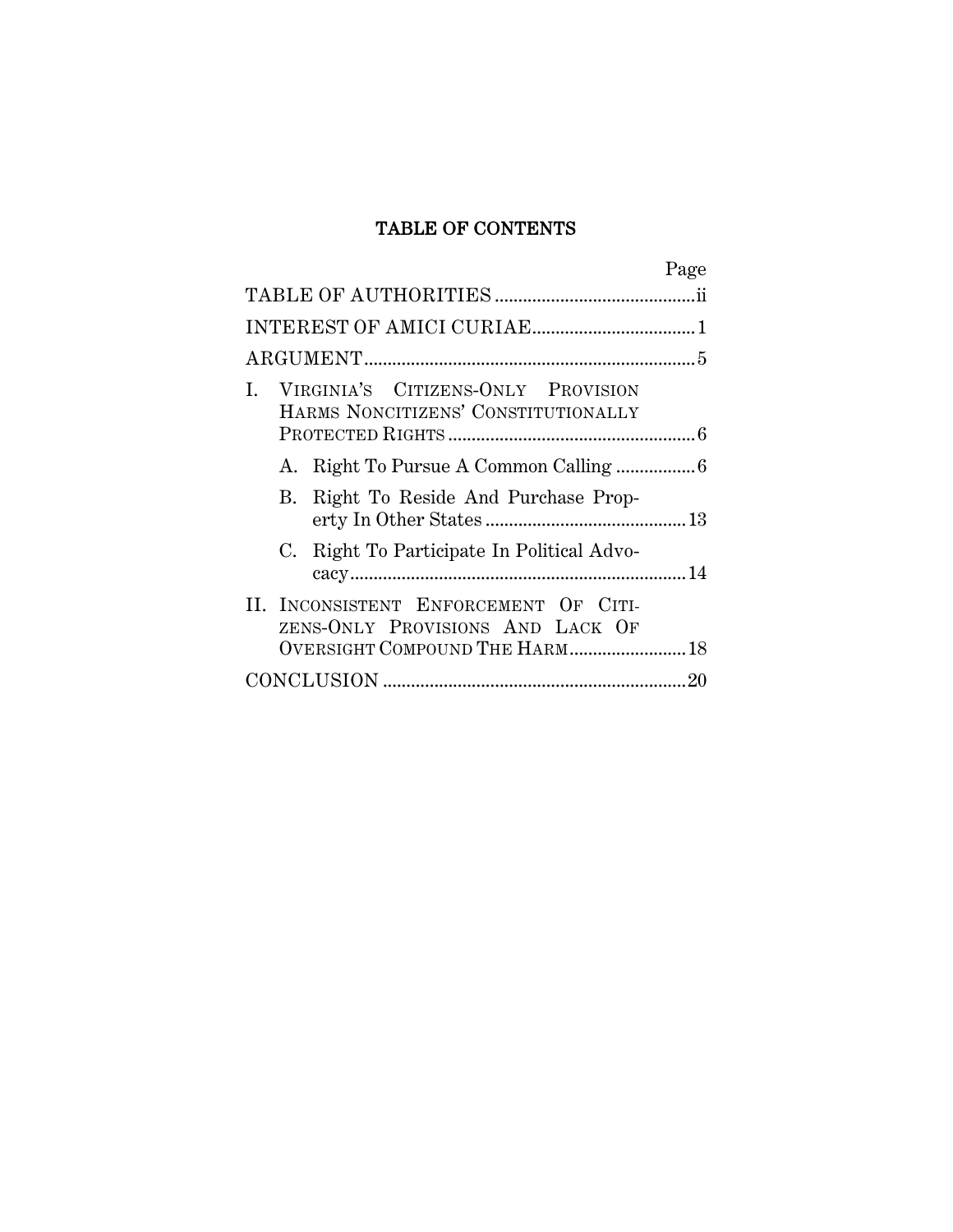# TABLE OF CONTENTS

| | Page |
|---|---|
| TABLE OF AUTHORITIES | ii |
| INTEREST OF AMICI CURIAE | 1 |
| ARGUMENT | 5 |
| I. VIRGINIA'S CITIZENS-ONLY PROVISION HARMS NONCITIZENS' CONSTITUTIONALLY PROTECTED RIGHTS | 6 |
| A. Right To Pursue A Common Calling | 6 |
| B. Right To Reside And Purchase Property In Other States | 13 |
| C. Right To Participate In Political Advocacy | 14 |
| II. INCONSISTENT ENFORCEMENT OF CITIZENS-ONLY PROVISIONS AND LACK OF OVERSIGHT COMPOUND THE HARM | 18 |
| CONCLUSION | 20 |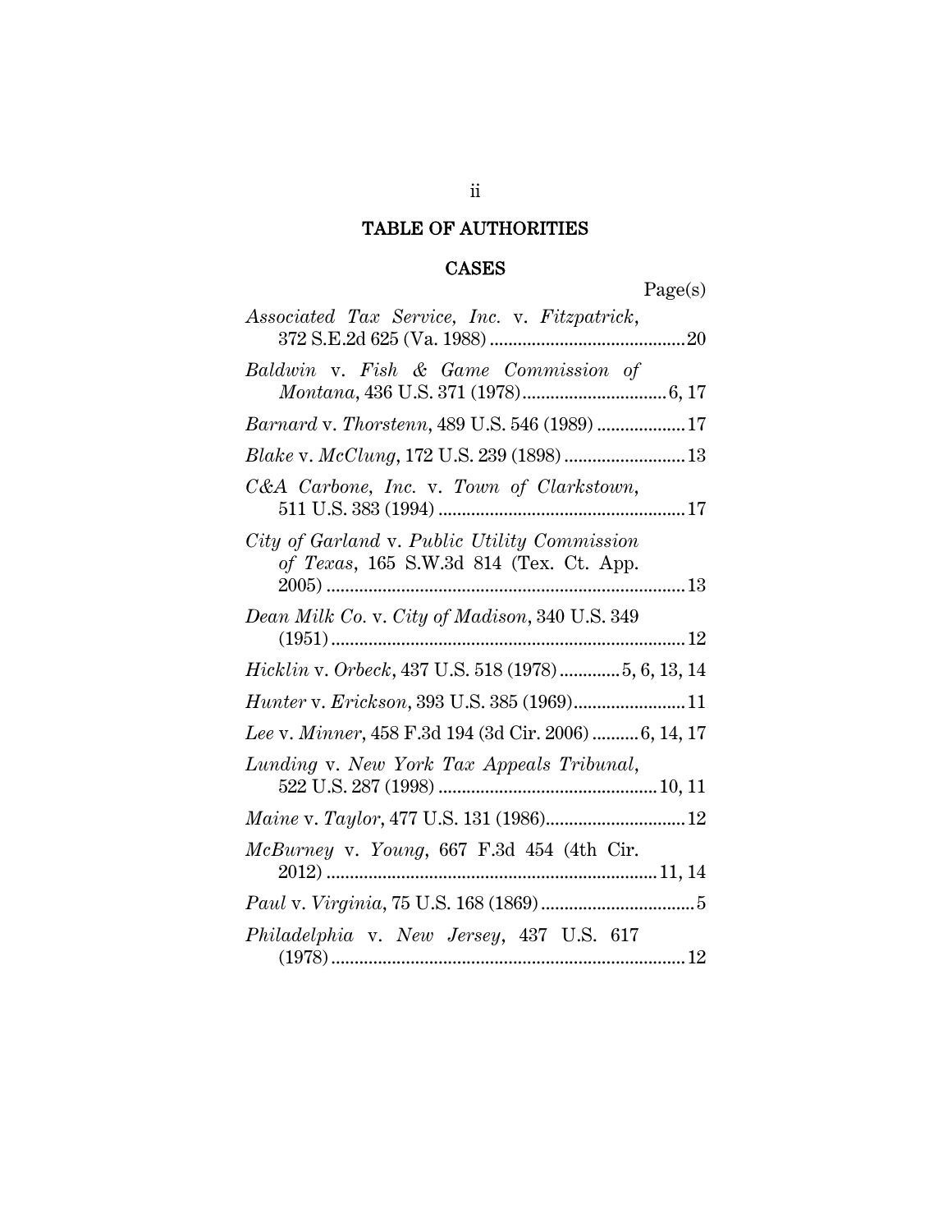# TABLE OF AUTHORITIES

## CASES

Page(s)

*Associated Tax Service, Inc.* v. *Fitzpatrick*, 372 S.E.2d 625 (Va. 1988) .......... 20

*Baldwin* v. *Fish & Game Commission of Montana*, 436 U.S. 371 (1978) .......... 6, 17

*Barnard* v. *Thorstenn*, 489 U.S. 546 (1989) .......... 17

*Blake* v. *McClung*, 172 U.S. 239 (1898) .......... 13

*C&A Carbone, Inc.* v. *Town of Clarkstown*, 511 U.S. 383 (1994) .......... 17

*City of Garland* v. *Public Utility Commission of Texas*, 165 S.W.3d 814 (Tex. Ct. App. 2005) .......... 13

*Dean Milk Co.* v. *City of Madison*, 340 U.S. 349 (1951) .......... 12

*Hicklin* v. *Orbeck*, 437 U.S. 518 (1978) .......... 5, 6, 13, 14

*Hunter* v. *Erickson*, 393 U.S. 385 (1969) .......... 11

*Lee* v. *Minner*, 458 F.3d 194 (3d Cir. 2006) .......... 6, 14, 17

*Lunding* v. *New York Tax Appeals Tribunal*, 522 U.S. 287 (1998) .......... 10, 11

*Maine* v. *Taylor*, 477 U.S. 131 (1986) .......... 12

*McBurney* v. *Young*, 667 F.3d 454 (4th Cir. 2012) .......... 11, 14

*Paul* v. *Virginia*, 75 U.S. 168 (1869) .......... 5

*Philadelphia* v. *New Jersey*, 437 U.S. 617 (1978) .......... 12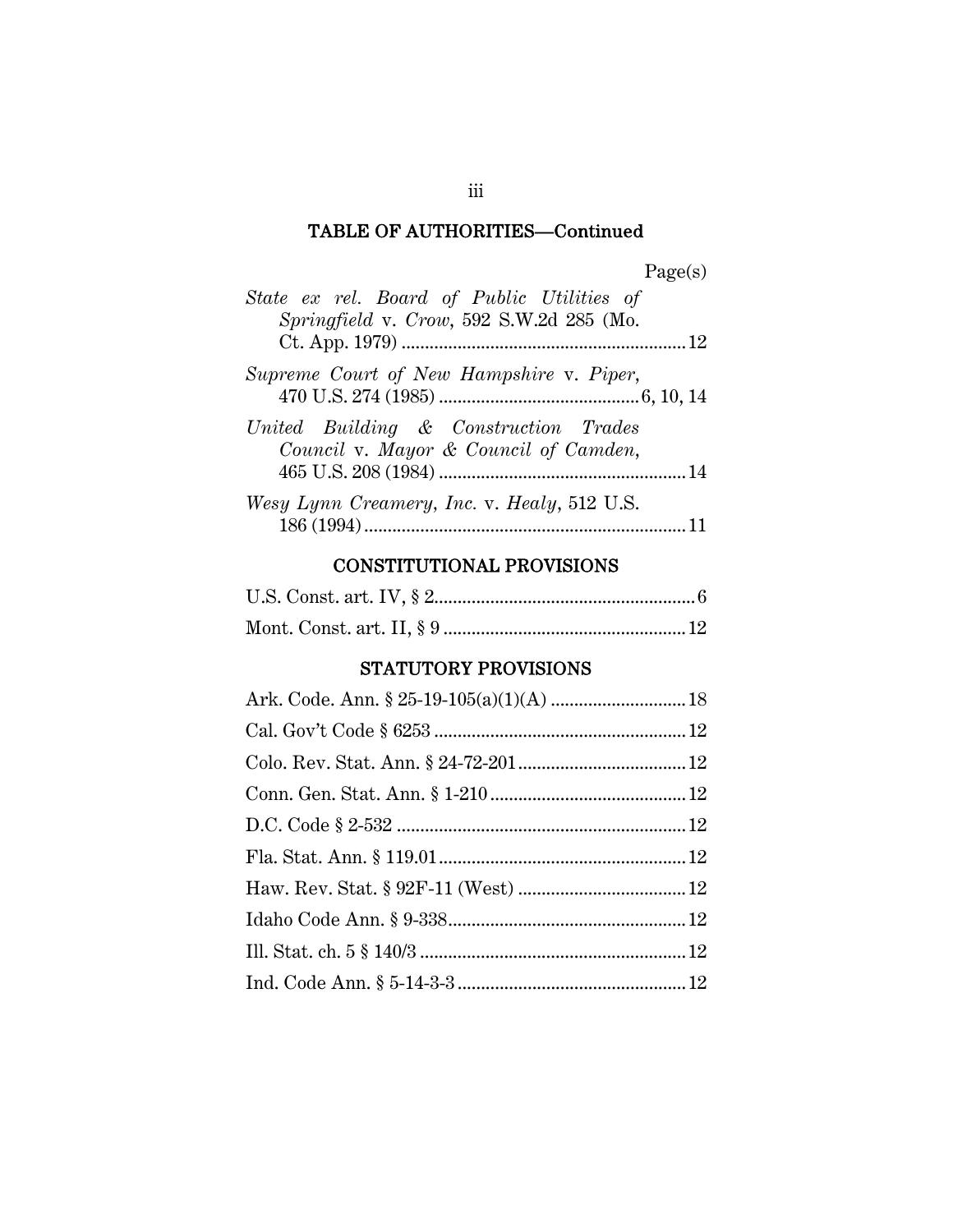## TABLE OF AUTHORITIES—Continued

Page(s)

*State ex rel. Board of Public Utilities of Springfield* v. *Crow*, 592 S.W.2d 285 (Mo. Ct. App. 1979) .................................................. 12

*Supreme Court of New Hampshire* v. *Piper*, 470 U.S. 274 (1985) .......................................... 6, 10, 14

*United Building & Construction Trades Council* v. *Mayor & Council of Camden*, 465 U.S. 208 (1984) .................................................... 14

*Wesy Lynn Creamery, Inc.* v. *Healy*, 512 U.S. 186 (1994) .................................................................... 11

## CONSTITUTIONAL PROVISIONS

U.S. Const. art. IV, § 2 ....................................................... 6

Mont. Const. art. II, § 9 .................................................... 12

## STATUTORY PROVISIONS

Ark. Code. Ann. § 25-19-105(a)(1)(A) ............................ 18

Cal. Gov't Code § 6253 ...................................................... 12

Colo. Rev. Stat. Ann. § 24-72-201 .................................... 12

Conn. Gen. Stat. Ann. § 1-210 .......................................... 12

D.C. Code § 2-532 .............................................................. 12

Fla. Stat. Ann. § 119.01 ..................................................... 12

Haw. Rev. Stat. § 92F-11 (West) ....................................... 12

Idaho Code Ann. § 9-338 .................................................... 12

Ill. Stat. ch. 5 § 140/3 ......................................................... 12

Ind. Code Ann. § 5-14-3-3 .................................................. 12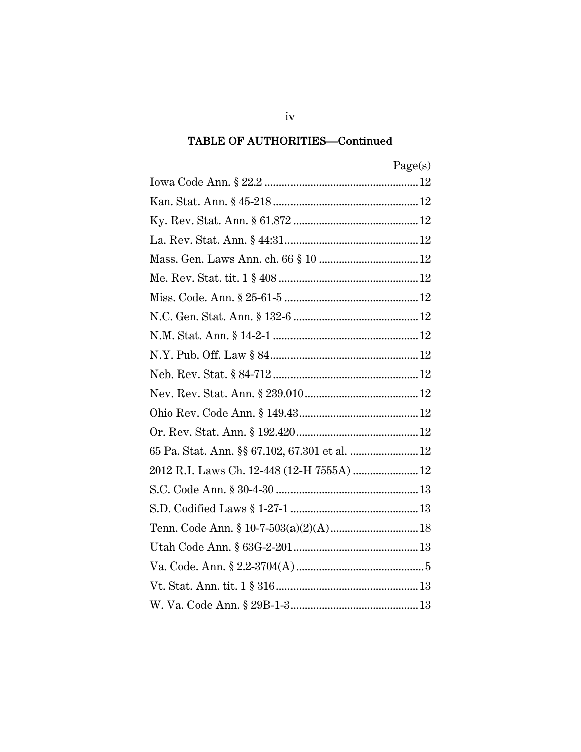## TABLE OF AUTHORITIES—Continued

| | Page(s) |
|---|---|
| Iowa Code Ann. § 22.2 | 12 |
| Kan. Stat. Ann. § 45-218 | 12 |
| Ky. Rev. Stat. Ann. § 61.872 | 12 |
| La. Rev. Stat. Ann. § 44:31 | 12 |
| Mass. Gen. Laws Ann. ch. 66 § 10 | 12 |
| Me. Rev. Stat. tit. 1 § 408 | 12 |
| Miss. Code. Ann. § 25-61-5 | 12 |
| N.C. Gen. Stat. Ann. § 132-6 | 12 |
| N.M. Stat. Ann. § 14-2-1 | 12 |
| N.Y. Pub. Off. Law § 84 | 12 |
| Neb. Rev. Stat. § 84-712 | 12 |
| Nev. Rev. Stat. Ann. § 239.010 | 12 |
| Ohio Rev. Code Ann. § 149.43 | 12 |
| Or. Rev. Stat. Ann. § 192.420 | 12 |
| 65 Pa. Stat. Ann. §§ 67.102, 67.301 et al. | 12 |
| 2012 R.I. Laws Ch. 12-448 (12-H 7555A) | 12 |
| S.C. Code Ann. § 30-4-30 | 13 |
| S.D. Codified Laws § 1-27-1 | 13 |
| Tenn. Code Ann. § 10-7-503(a)(2)(A) | 18 |
| Utah Code Ann. § 63G-2-201 | 13 |
| Va. Code. Ann. § 2.2-3704(A) | 5 |
| Vt. Stat. Ann. tit. 1 § 316 | 13 |
| W. Va. Code Ann. § 29B-1-3 | 13 |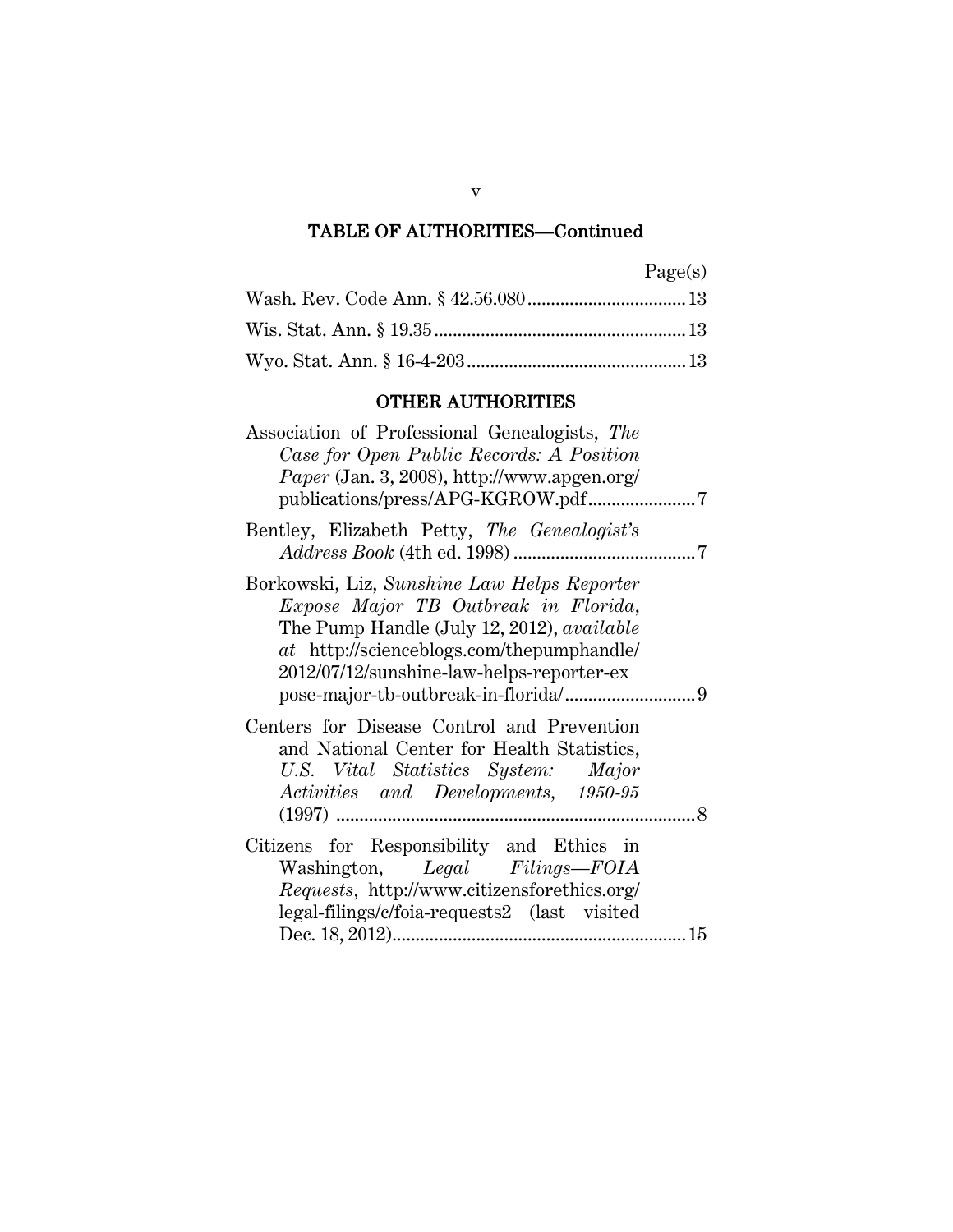## TABLE OF AUTHORITIES—Continued

| | Page(s) |
|---|---|
| Wash. Rev. Code Ann. § 42.56.080 | 13 |
| Wis. Stat. Ann. § 19.35 | 13 |
| Wyo. Stat. Ann. § 16-4-203 | 13 |

## OTHER AUTHORITIES

| | |
|---|---|
| Association of Professional Genealogists, *The Case for Open Public Records: A Position Paper* (Jan. 3, 2008), http://www.apgen.org/publications/press/APG-KGROW.pdf | 7 |
| Bentley, Elizabeth Petty, *The Genealogist's Address Book* (4th ed. 1998) | 7 |
| Borkowski, Liz, *Sunshine Law Helps Reporter Expose Major TB Outbreak in Florida*, The Pump Handle (July 12, 2012), *available at* http://scienceblogs.com/thepumphandle/2012/07/12/sunshine-law-helps-reporter-expose-major-tb-outbreak-in-florida/ | 9 |
| Centers for Disease Control and Prevention and National Center for Health Statistics, *U.S. Vital Statistics System: Major Activities and Developments, 1950-95* (1997) | 8 |
| Citizens for Responsibility and Ethics in Washington, *Legal Filings—FOIA Requests*, http://www.citizensforethics.org/legal-filings/c/foia-requests2 (last visited Dec. 18, 2012) | 15 |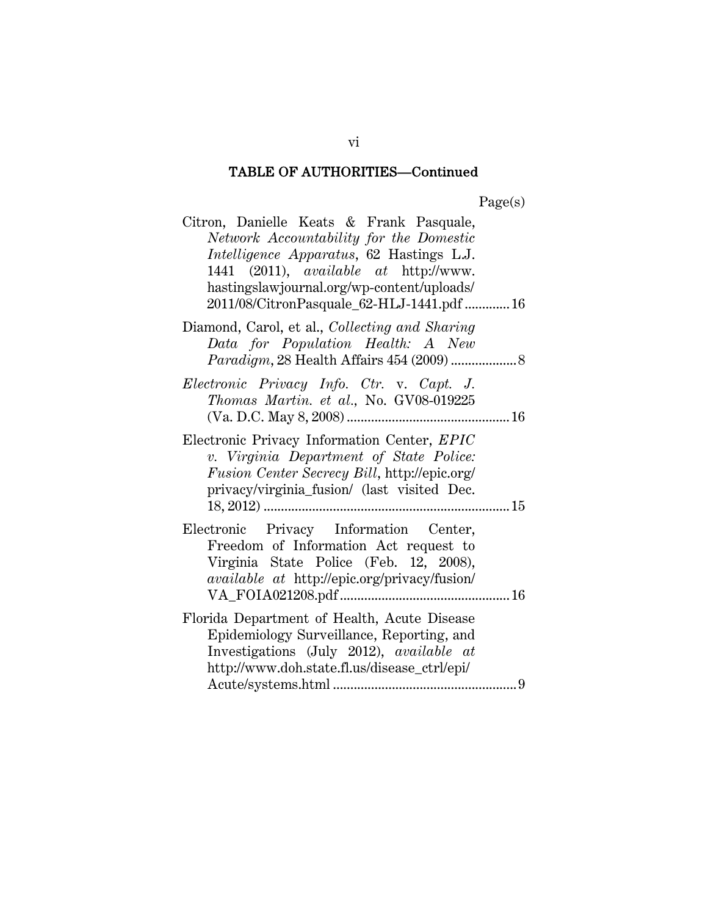**TABLE OF AUTHORITIES—Continued**

Page(s)

Citron, Danielle Keats & Frank Pasquale, *Network Accountability for the Domestic Intelligence Apparatus*, 62 Hastings L.J. 1441 (2011), *available at* http://www.hastingslawjournal.org/wp-content/uploads/2011/08/CitronPasquale_62-HLJ-1441.pdf ............. 16

Diamond, Carol, et al., *Collecting and Sharing Data for Population Health: A New Paradigm*, 28 Health Affairs 454 (2009) .................. 8

*Electronic Privacy Info. Ctr.* v. *Capt. J. Thomas Martin. et al.*, No. GV08-019225 (Va. D.C. May 8, 2008) .............................................. 16

Electronic Privacy Information Center, *EPIC v. Virginia Department of State Police: Fusion Center Secrecy Bill*, http://epic.org/privacy/virginia_fusion/ (last visited Dec. 18, 2012) ...................................................................... 15

Electronic Privacy Information Center, Freedom of Information Act request to Virginia State Police (Feb. 12, 2008), *available at* http://epic.org/privacy/fusion/VA_FOIA021208.pdf ................................................. 16

Florida Department of Health, Acute Disease Epidemiology Surveillance, Reporting, and Investigations (July 2012), *available at* http://www.doh.state.fl.us/disease_ctrl/epi/Acute/systems.html .................................................... 9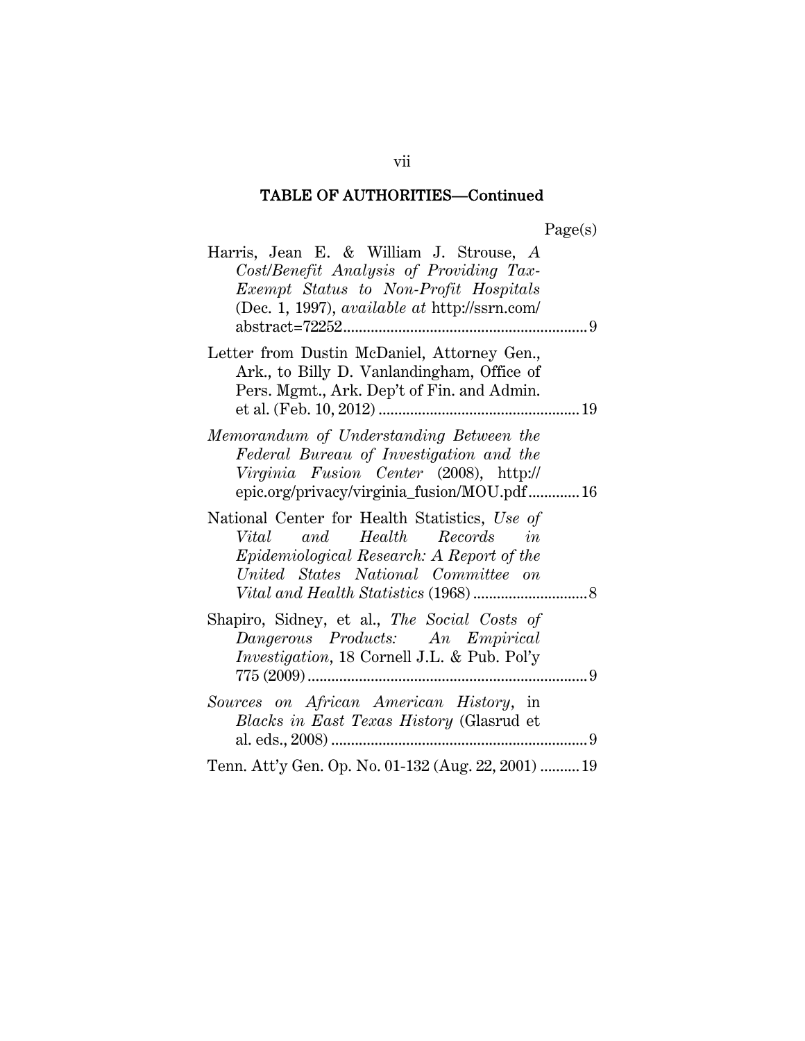## TABLE OF AUTHORITIES—Continued

Page(s)

Harris, Jean E. & William J. Strouse, *A Cost/Benefit Analysis of Providing Tax-Exempt Status to Non-Profit Hospitals* (Dec. 1, 1997), *available at* http://ssrn.com/abstract=72252 .......... 9

Letter from Dustin McDaniel, Attorney Gen., Ark., to Billy D. Vanlandingham, Office of Pers. Mgmt., Ark. Dep't of Fin. and Admin. et al. (Feb. 10, 2012) .......... 19

*Memorandum of Understanding Between the Federal Bureau of Investigation and the Virginia Fusion Center* (2008), http://epic.org/privacy/virginia_fusion/MOU.pdf .......... 16

National Center for Health Statistics, *Use of Vital and Health Records in Epidemiological Research: A Report of the United States National Committee on Vital and Health Statistics* (1968) .......... 8

Shapiro, Sidney, et al., *The Social Costs of Dangerous Products: An Empirical Investigation*, 18 Cornell J.L. & Pub. Pol'y 775 (2009) .......... 9

*Sources on African American History*, in *Blacks in East Texas History* (Glasrud et al. eds., 2008) .......... 9

Tenn. Att'y Gen. Op. No. 01-132 (Aug. 22, 2001) .......... 19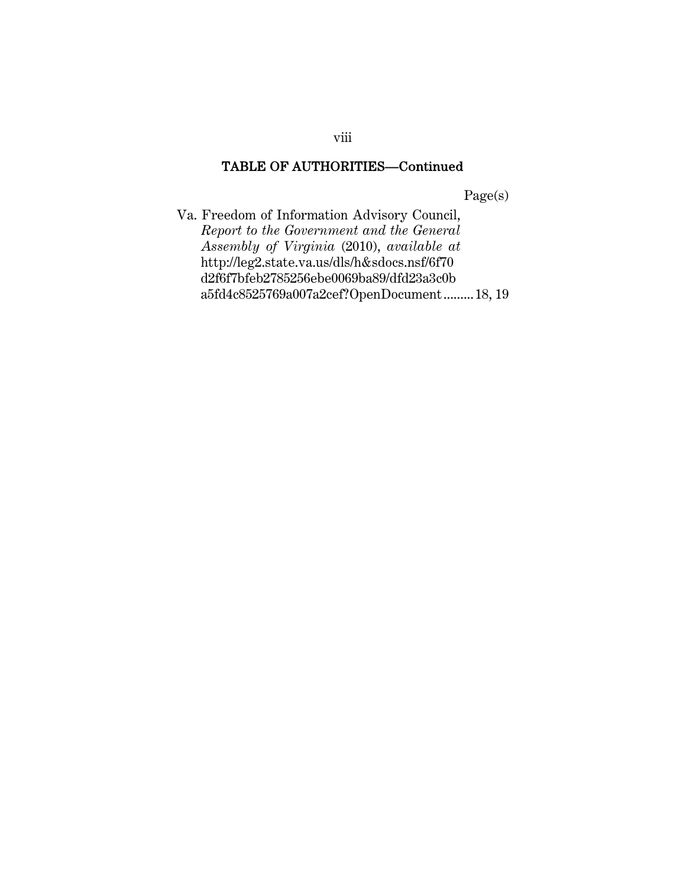## TABLE OF AUTHORITIES—Continued

Page(s)

Va. Freedom of Information Advisory Council, *Report to the Government and the General Assembly of Virginia* (2010), *available at* http://leg2.state.va.us/dls/h&sdocs.nsf/6f70d2f6f7bfeb2785256ebe0069ba89/dfd23a3c0ba5fd4c8525769a007a2cef?OpenDocument......... 18, 19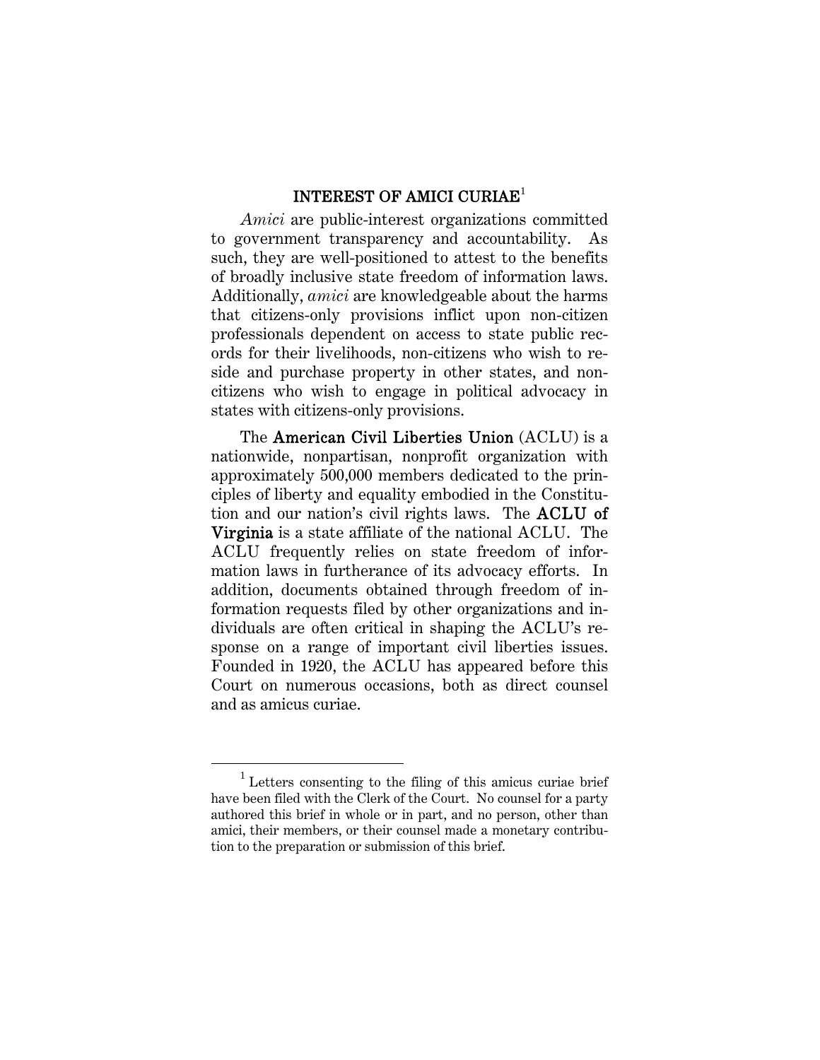## INTEREST OF AMICI CURIAE[1]

*Amici* are public-interest organizations committed to government transparency and accountability. As such, they are well-positioned to attest to the benefits of broadly inclusive state freedom of information laws. Additionally, *amici* are knowledgeable about the harms that citizens-only provisions inflict upon non-citizen professionals dependent on access to state public records for their livelihoods, non-citizens who wish to reside and purchase property in other states, and non-citizens who wish to engage in political advocacy in states with citizens-only provisions.

The **American Civil Liberties Union** (ACLU) is a nationwide, nonpartisan, nonprofit organization with approximately 500,000 members dedicated to the principles of liberty and equality embodied in the Constitution and our nation's civil rights laws. The **ACLU of Virginia** is a state affiliate of the national ACLU. The ACLU frequently relies on state freedom of information laws in furtherance of its advocacy efforts. In addition, documents obtained through freedom of information requests filed by other organizations and individuals are often critical in shaping the ACLU's response on a range of important civil liberties issues. Founded in 1920, the ACLU has appeared before this Court on numerous occasions, both as direct counsel and as amicus curiae.

---

[1] Letters consenting to the filing of this amicus curiae brief have been filed with the Clerk of the Court. No counsel for a party authored this brief in whole or in part, and no person, other than amici, their members, or their counsel made a monetary contribution to the preparation or submission of this brief.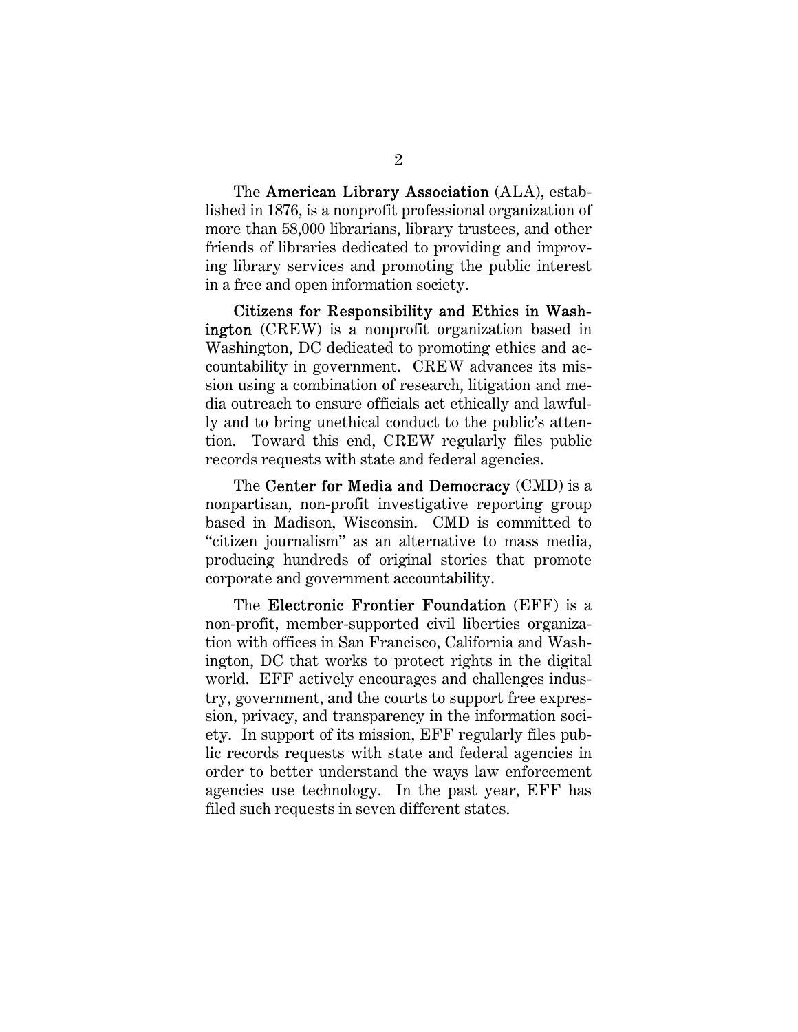The **American Library Association** (ALA), established in 1876, is a nonprofit professional organization of more than 58,000 librarians, library trustees, and other friends of libraries dedicated to providing and improving library services and promoting the public interest in a free and open information society.

**Citizens for Responsibility and Ethics in Washington** (CREW) is a nonprofit organization based in Washington, DC dedicated to promoting ethics and accountability in government. CREW advances its mission using a combination of research, litigation and media outreach to ensure officials act ethically and lawfully and to bring unethical conduct to the public's attention. Toward this end, CREW regularly files public records requests with state and federal agencies.

The **Center for Media and Democracy** (CMD) is a nonpartisan, non-profit investigative reporting group based in Madison, Wisconsin. CMD is committed to "citizen journalism" as an alternative to mass media, producing hundreds of original stories that promote corporate and government accountability.

The **Electronic Frontier Foundation** (EFF) is a non-profit, member-supported civil liberties organization with offices in San Francisco, California and Washington, DC that works to protect rights in the digital world. EFF actively encourages and challenges industry, government, and the courts to support free expression, privacy, and transparency in the information society. In support of its mission, EFF regularly files public records requests with state and federal agencies in order to better understand the ways law enforcement agencies use technology. In the past year, EFF has filed such requests in seven different states.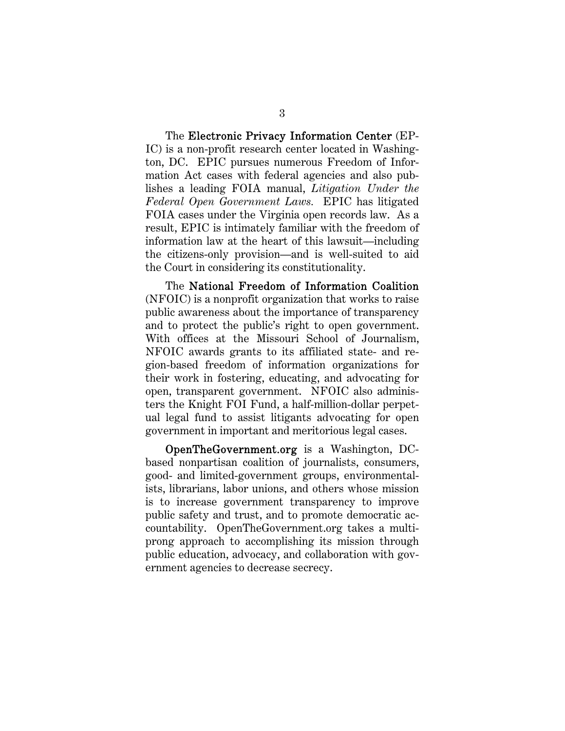The **Electronic Privacy Information Center** (EPIC) is a non-profit research center located in Washington, DC. EPIC pursues numerous Freedom of Information Act cases with federal agencies and also publishes a leading FOIA manual, *Litigation Under the Federal Open Government Laws.* EPIC has litigated FOIA cases under the Virginia open records law. As a result, EPIC is intimately familiar with the freedom of information law at the heart of this lawsuit—including the citizens-only provision—and is well-suited to aid the Court in considering its constitutionality.

The **National Freedom of Information Coalition** (NFOIC) is a nonprofit organization that works to raise public awareness about the importance of transparency and to protect the public's right to open government. With offices at the Missouri School of Journalism, NFOIC awards grants to its affiliated state- and region-based freedom of information organizations for their work in fostering, educating, and advocating for open, transparent government. NFOIC also administers the Knight FOI Fund, a half-million-dollar perpetual legal fund to assist litigants advocating for open government in important and meritorious legal cases.

**OpenTheGovernment.org** is a Washington, DC-based nonpartisan coalition of journalists, consumers, good- and limited-government groups, environmentalists, librarians, labor unions, and others whose mission is to increase government transparency to improve public safety and trust, and to promote democratic accountability. OpenTheGovernment.org takes a multi-prong approach to accomplishing its mission through public education, advocacy, and collaboration with government agencies to decrease secrecy.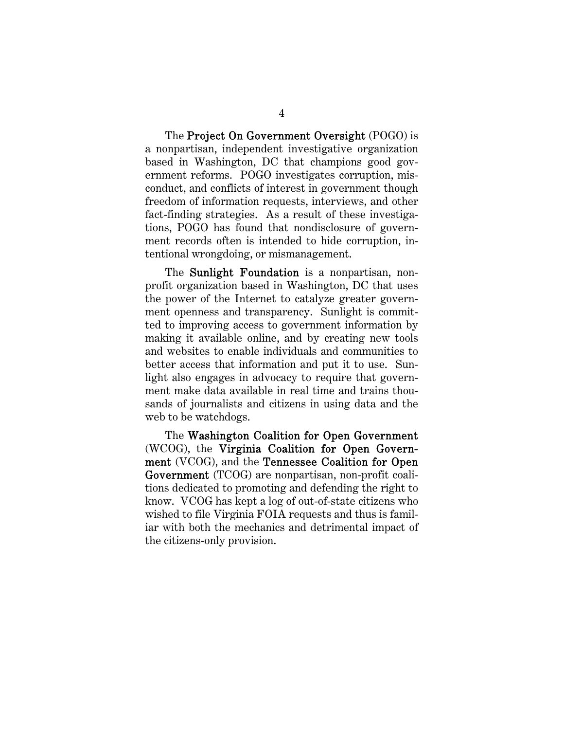The **Project On Government Oversight** (POGO) is a nonpartisan, independent investigative organization based in Washington, DC that champions good government reforms. POGO investigates corruption, misconduct, and conflicts of interest in government though freedom of information requests, interviews, and other fact-finding strategies. As a result of these investigations, POGO has found that nondisclosure of government records often is intended to hide corruption, intentional wrongdoing, or mismanagement.

The **Sunlight Foundation** is a nonpartisan, nonprofit organization based in Washington, DC that uses the power of the Internet to catalyze greater government openness and transparency. Sunlight is committed to improving access to government information by making it available online, and by creating new tools and websites to enable individuals and communities to better access that information and put it to use. Sunlight also engages in advocacy to require that government make data available in real time and trains thousands of journalists and citizens in using data and the web to be watchdogs.

The **Washington Coalition for Open Government** (WCOG), the **Virginia Coalition for Open Government** (VCOG), and the **Tennessee Coalition for Open Government** (TCOG) are nonpartisan, non-profit coalitions dedicated to promoting and defending the right to know. VCOG has kept a log of out-of-state citizens who wished to file Virginia FOIA requests and thus is familiar with both the mechanics and detrimental impact of the citizens-only provision.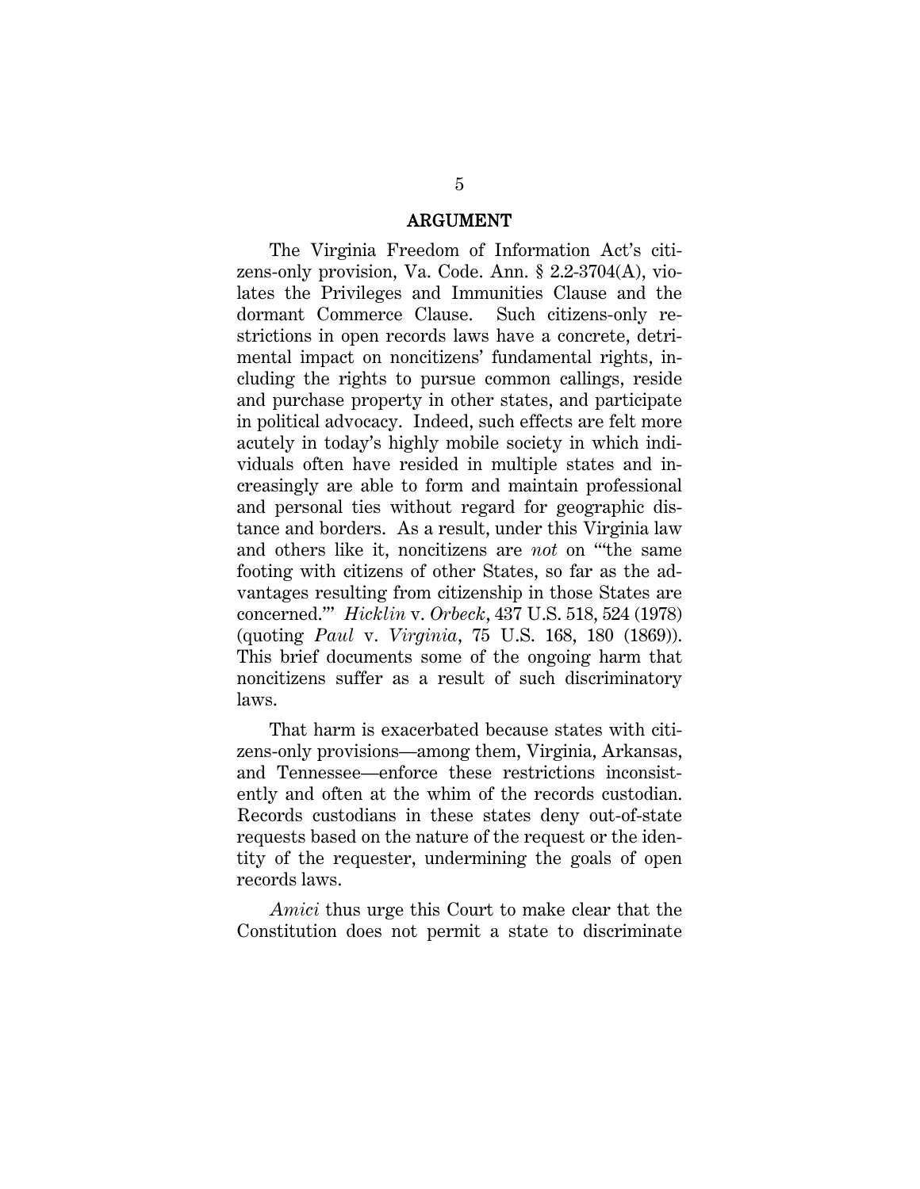## ARGUMENT

The Virginia Freedom of Information Act's citizens-only provision, Va. Code. Ann. § 2.2-3704(A), violates the Privileges and Immunities Clause and the dormant Commerce Clause. Such citizens-only restrictions in open records laws have a concrete, detrimental impact on noncitizens' fundamental rights, including the rights to pursue common callings, reside and purchase property in other states, and participate in political advocacy. Indeed, such effects are felt more acutely in today's highly mobile society in which individuals often have resided in multiple states and increasingly are able to form and maintain professional and personal ties without regard for geographic distance and borders. As a result, under this Virginia law and others like it, noncitizens are *not* on "'the same footing with citizens of other States, so far as the advantages resulting from citizenship in those States are concerned.'" *Hicklin* v. *Orbeck*, 437 U.S. 518, 524 (1978) (quoting *Paul* v. *Virginia*, 75 U.S. 168, 180 (1869)). This brief documents some of the ongoing harm that noncitizens suffer as a result of such discriminatory laws.

That harm is exacerbated because states with citizens-only provisions—among them, Virginia, Arkansas, and Tennessee—enforce these restrictions inconsistently and often at the whim of the records custodian. Records custodians in these states deny out-of-state requests based on the nature of the request or the identity of the requester, undermining the goals of open records laws.

*Amici* thus urge this Court to make clear that the Constitution does not permit a state to discriminate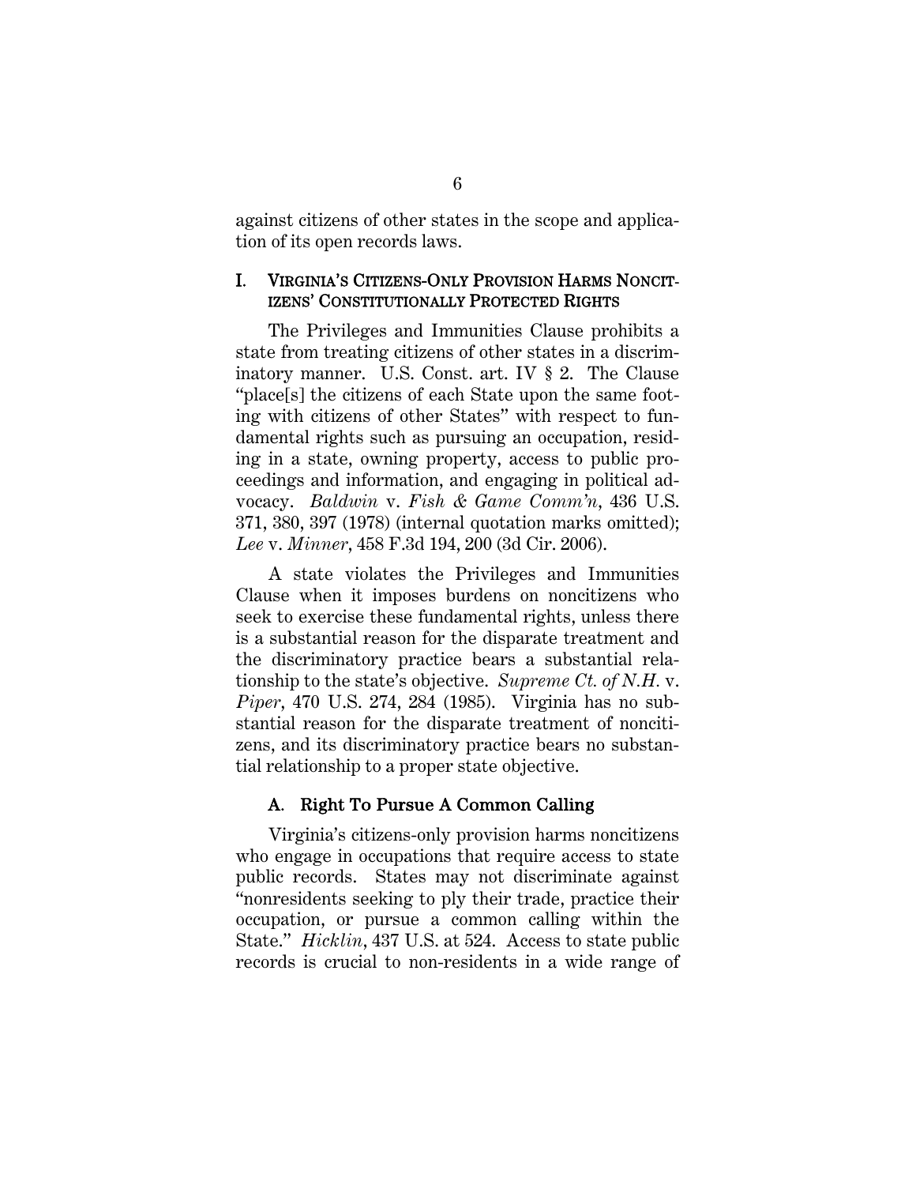against citizens of other states in the scope and application of its open records laws.

## I. VIRGINIA'S CITIZENS-ONLY PROVISION HARMS NONCITIZENS' CONSTITUTIONALLY PROTECTED RIGHTS

The Privileges and Immunities Clause prohibits a state from treating citizens of other states in a discriminatory manner. U.S. Const. art. IV § 2. The Clause "place[s] the citizens of each State upon the same footing with citizens of other States" with respect to fundamental rights such as pursuing an occupation, residing in a state, owning property, access to public proceedings and information, and engaging in political advocacy. *Baldwin* v. *Fish & Game Comm'n*, 436 U.S. 371, 380, 397 (1978) (internal quotation marks omitted); *Lee* v. *Minner*, 458 F.3d 194, 200 (3d Cir. 2006).

A state violates the Privileges and Immunities Clause when it imposes burdens on noncitizens who seek to exercise these fundamental rights, unless there is a substantial reason for the disparate treatment and the discriminatory practice bears a substantial relationship to the state's objective. *Supreme Ct. of N.H.* v. *Piper*, 470 U.S. 274, 284 (1985). Virginia has no substantial reason for the disparate treatment of noncitizens, and its discriminatory practice bears no substantial relationship to a proper state objective.

### A. Right To Pursue A Common Calling

Virginia's citizens-only provision harms noncitizens who engage in occupations that require access to state public records. States may not discriminate against "nonresidents seeking to ply their trade, practice their occupation, or pursue a common calling within the State." *Hicklin*, 437 U.S. at 524. Access to state public records is crucial to non-residents in a wide range of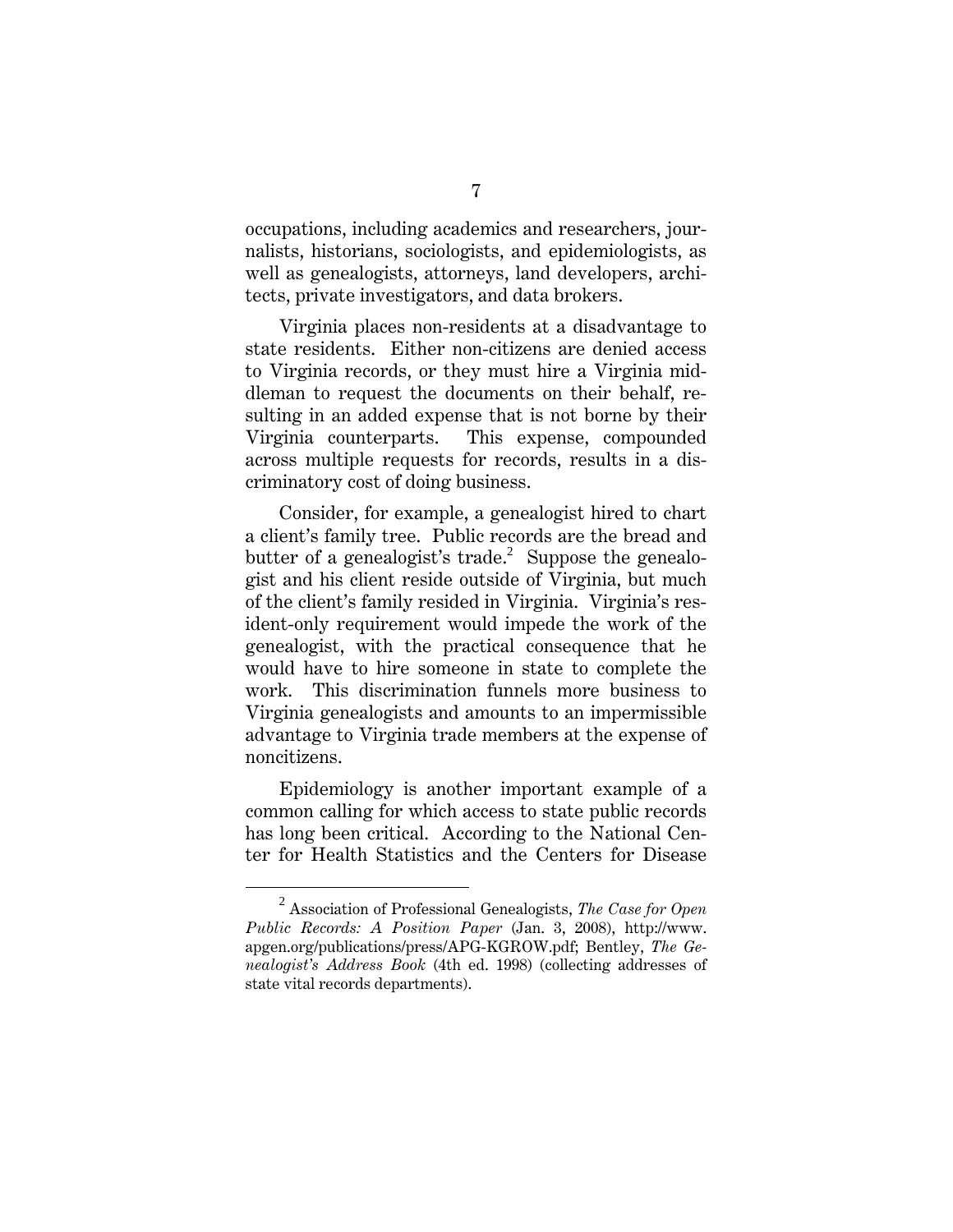occupations, including academics and researchers, journalists, historians, sociologists, and epidemiologists, as well as genealogists, attorneys, land developers, architects, private investigators, and data brokers.

Virginia places non-residents at a disadvantage to state residents. Either non-citizens are denied access to Virginia records, or they must hire a Virginia middleman to request the documents on their behalf, resulting in an added expense that is not borne by their Virginia counterparts. This expense, compounded across multiple requests for records, results in a discriminatory cost of doing business.

Consider, for example, a genealogist hired to chart a client's family tree. Public records are the bread and butter of a genealogist's trade.[2] Suppose the genealogist and his client reside outside of Virginia, but much of the client's family resided in Virginia. Virginia's resident-only requirement would impede the work of the genealogist, with the practical consequence that he would have to hire someone in state to complete the work. This discrimination funnels more business to Virginia genealogists and amounts to an impermissible advantage to Virginia trade members at the expense of noncitizens.

Epidemiology is another important example of a common calling for which access to state public records has long been critical. According to the National Center for Health Statistics and the Centers for Disease

---

[2] Association of Professional Genealogists, *The Case for Open Public Records: A Position Paper* (Jan. 3, 2008), http://www.apgen.org/publications/press/APG-KGROW.pdf; Bentley, *The Genealogist's Address Book* (4th ed. 1998) (collecting addresses of state vital records departments).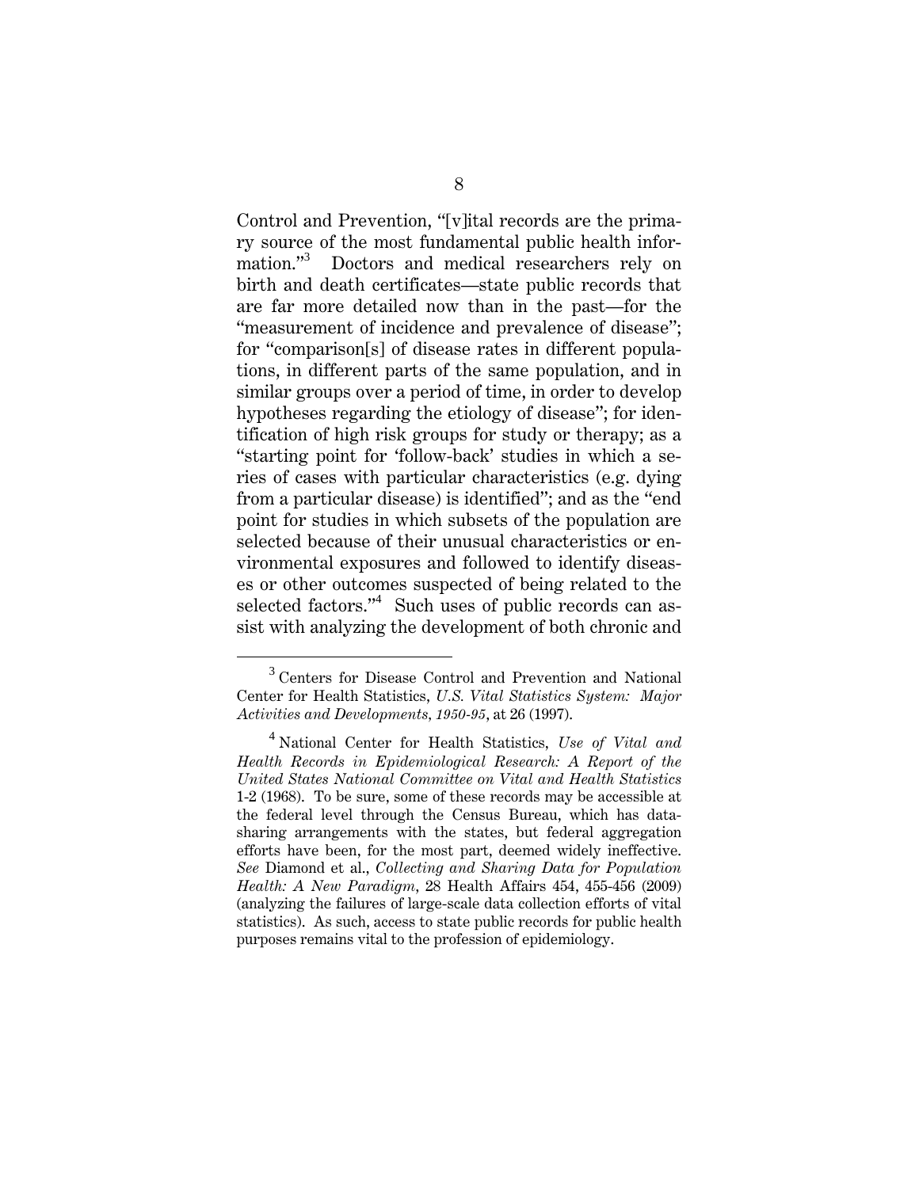Control and Prevention, "[v]ital records are the primary source of the most fundamental public health information."[3] Doctors and medical researchers rely on birth and death certificates—state public records that are far more detailed now than in the past—for the "measurement of incidence and prevalence of disease"; for "comparison[s] of disease rates in different populations, in different parts of the same population, and in similar groups over a period of time, in order to develop hypotheses regarding the etiology of disease"; for identification of high risk groups for study or therapy; as a "starting point for 'follow-back' studies in which a series of cases with particular characteristics (e.g. dying from a particular disease) is identified"; and as the "end point for studies in which subsets of the population are selected because of their unusual characteristics or environmental exposures and followed to identify diseases or other outcomes suspected of being related to the selected factors."[4] Such uses of public records can assist with analyzing the development of both chronic and

---

[3] Centers for Disease Control and Prevention and National Center for Health Statistics, *U.S. Vital Statistics System: Major Activities and Developments, 1950-95*, at 26 (1997).

[4] National Center for Health Statistics, *Use of Vital and Health Records in Epidemiological Research: A Report of the United States National Committee on Vital and Health Statistics* 1-2 (1968). To be sure, some of these records may be accessible at the federal level through the Census Bureau, which has data-sharing arrangements with the states, but federal aggregation efforts have been, for the most part, deemed widely ineffective. *See* Diamond et al., *Collecting and Sharing Data for Population Health: A New Paradigm*, 28 Health Affairs 454, 455-456 (2009) (analyzing the failures of large-scale data collection efforts of vital statistics). As such, access to state public records for public health purposes remains vital to the profession of epidemiology.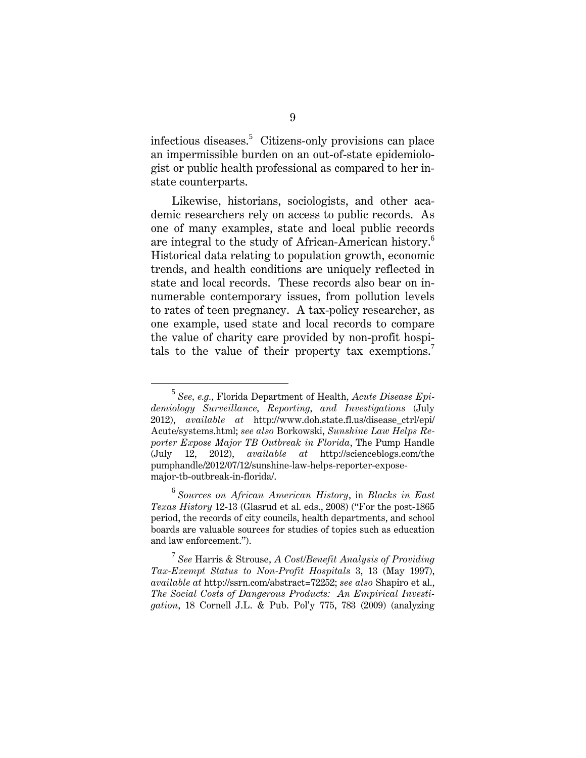infectious diseases.[5] Citizens-only provisions can place an impermissible burden on an out-of-state epidemiologist or public health professional as compared to her in-state counterparts.

Likewise, historians, sociologists, and other academic researchers rely on access to public records. As one of many examples, state and local public records are integral to the study of African-American history.[6] Historical data relating to population growth, economic trends, and health conditions are uniquely reflected in state and local records. These records also bear on innumerable contemporary issues, from pollution levels to rates of teen pregnancy. A tax-policy researcher, as one example, used state and local records to compare the value of charity care provided by non-profit hospitals to the value of their property tax exemptions.[7]

---

[5] *See, e.g.*, Florida Department of Health, *Acute Disease Epidemiology Surveillance, Reporting, and Investigations* (July 2012), *available at* http://www.doh.state.fl.us/disease_ctrl/epi/Acute/systems.html; *see also* Borkowski, *Sunshine Law Helps Reporter Expose Major TB Outbreak in Florida*, The Pump Handle (July 12, 2012), *available at* http://scienceblogs.com/thepumphandle/2012/07/12/sunshine-law-helps-reporter-expose-major-tb-outbreak-in-florida/.

[6] *Sources on African American History*, in *Blacks in East Texas History* 12-13 (Glasrud et al. eds., 2008) ("For the post-1865 period, the records of city councils, health departments, and school boards are valuable sources for studies of topics such as education and law enforcement.").

[7] *See* Harris & Strouse, *A Cost/Benefit Analysis of Providing Tax-Exempt Status to Non-Profit Hospitals* 3, 13 (May 1997), *available at* http://ssrn.com/abstract=72252; *see also* Shapiro et al., *The Social Costs of Dangerous Products: An Empirical Investigation*, 18 Cornell J.L. & Pub. Pol'y 775, 783 (2009) (analyzing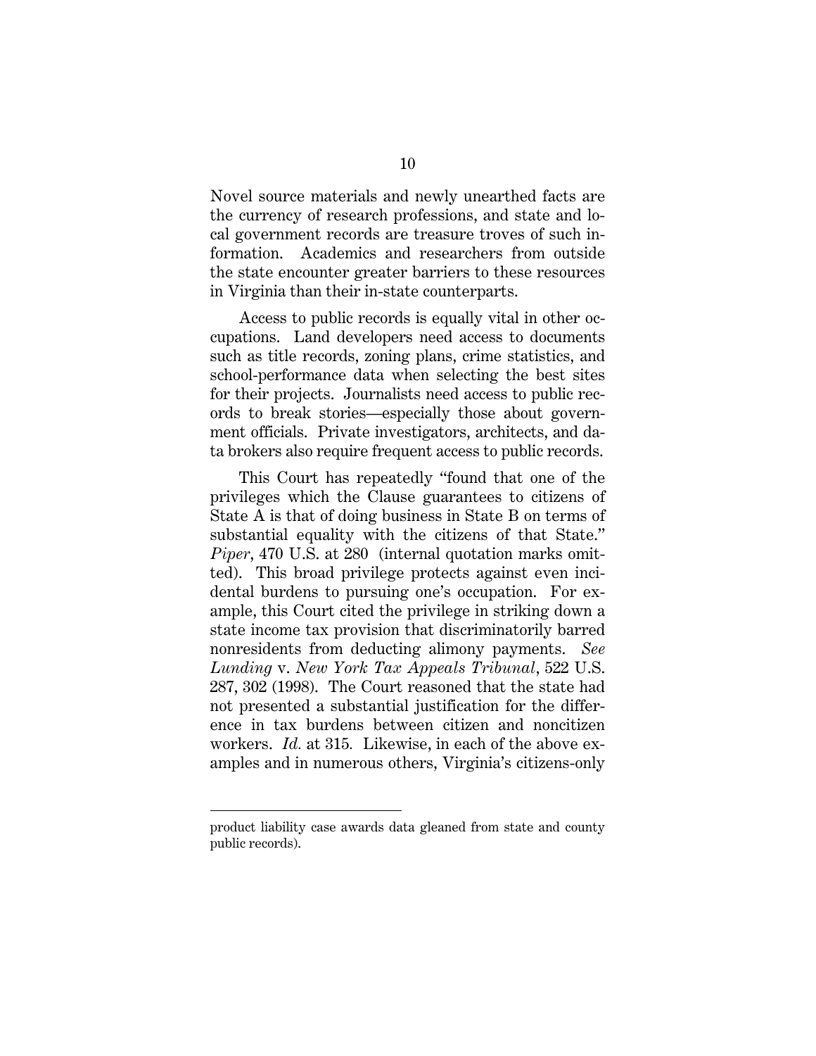Novel source materials and newly unearthed facts are the currency of research professions, and state and local government records are treasure troves of such information. Academics and researchers from outside the state encounter greater barriers to these resources in Virginia than their in-state counterparts.

Access to public records is equally vital in other occupations. Land developers need access to documents such as title records, zoning plans, crime statistics, and school-performance data when selecting the best sites for their projects. Journalists need access to public records to break stories—especially those about government officials. Private investigators, architects, and data brokers also require frequent access to public records.

This Court has repeatedly "found that one of the privileges which the Clause guarantees to citizens of State A is that of doing business in State B on terms of substantial equality with the citizens of that State." *Piper*, 470 U.S. at 280 (internal quotation marks omitted). This broad privilege protects against even incidental burdens to pursuing one's occupation. For example, this Court cited the privilege in striking down a state income tax provision that discriminatorily barred nonresidents from deducting alimony payments. *See Lunding* v. *New York Tax Appeals Tribunal*, 522 U.S. 287, 302 (1998). The Court reasoned that the state had not presented a substantial justification for the difference in tax burdens between citizen and noncitizen workers. *Id.* at 315. Likewise, in each of the above examples and in numerous others, Virginia's citizens-only

---

product liability case awards data gleaned from state and county public records).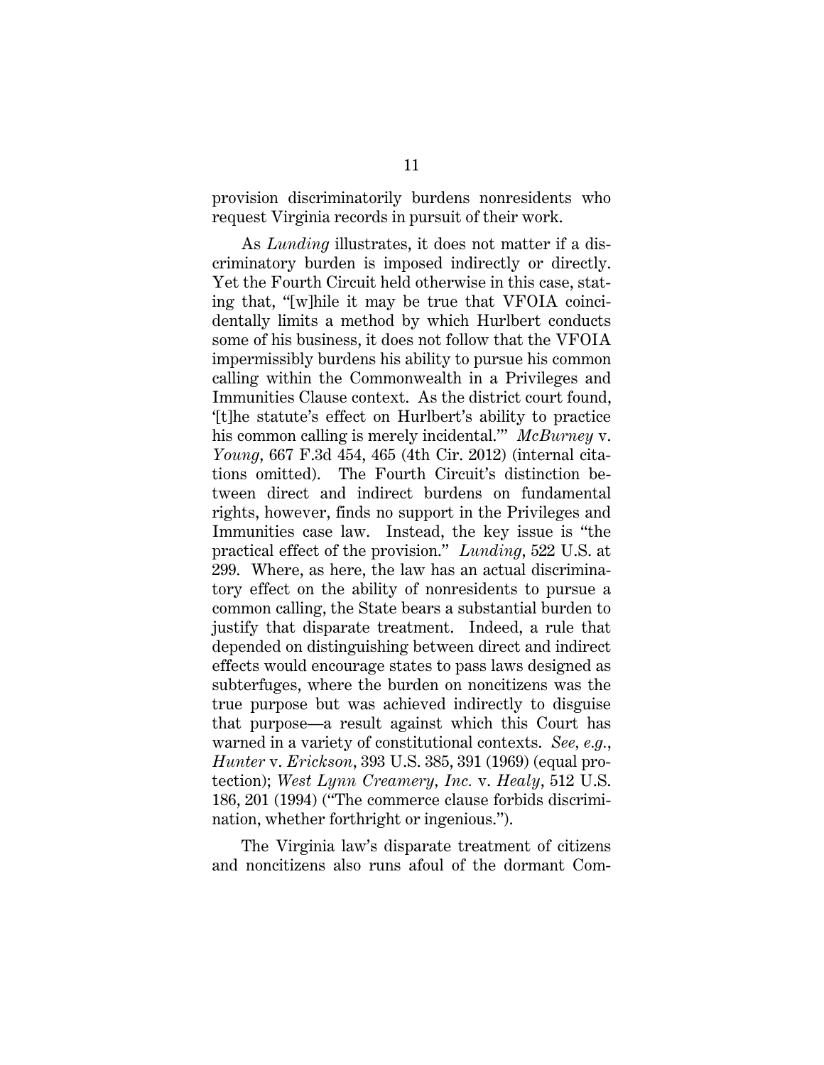provision discriminatorily burdens nonresidents who request Virginia records in pursuit of their work.

As *Lunding* illustrates, it does not matter if a discriminatory burden is imposed indirectly or directly. Yet the Fourth Circuit held otherwise in this case, stating that, "[w]hile it may be true that VFOIA coincidentally limits a method by which Hurlbert conducts some of his business, it does not follow that the VFOIA impermissibly burdens his ability to pursue his common calling within the Commonwealth in a Privileges and Immunities Clause context. As the district court found, '[t]he statute's effect on Hurlbert's ability to practice his common calling is merely incidental.'" *McBurney* v. *Young*, 667 F.3d 454, 465 (4th Cir. 2012) (internal citations omitted). The Fourth Circuit's distinction between direct and indirect burdens on fundamental rights, however, finds no support in the Privileges and Immunities case law. Instead, the key issue is "the practical effect of the provision." *Lunding*, 522 U.S. at 299. Where, as here, the law has an actual discriminatory effect on the ability of nonresidents to pursue a common calling, the State bears a substantial burden to justify that disparate treatment. Indeed, a rule that depended on distinguishing between direct and indirect effects would encourage states to pass laws designed as subterfuges, where the burden on noncitizens was the true purpose but was achieved indirectly to disguise that purpose—a result against which this Court has warned in a variety of constitutional contexts. *See, e.g.*, *Hunter* v. *Erickson*, 393 U.S. 385, 391 (1969) (equal protection); *West Lynn Creamery, Inc.* v. *Healy*, 512 U.S. 186, 201 (1994) ("The commerce clause forbids discrimination, whether forthright or ingenious.").

The Virginia law's disparate treatment of citizens and noncitizens also runs afoul of the dormant Com-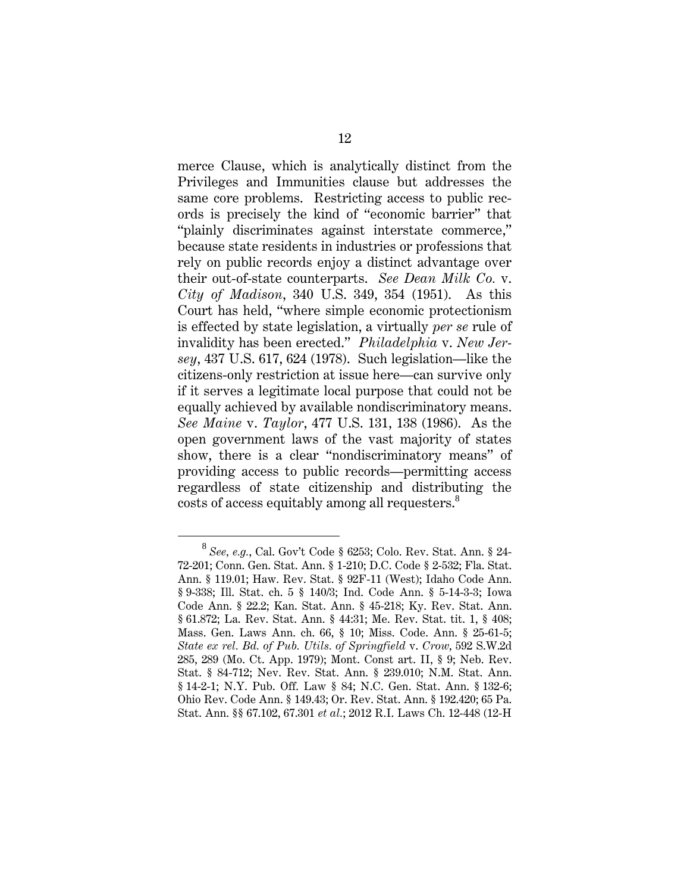merce Clause, which is analytically distinct from the Privileges and Immunities clause but addresses the same core problems. Restricting access to public records is precisely the kind of "economic barrier" that "plainly discriminates against interstate commerce," because state residents in industries or professions that rely on public records enjoy a distinct advantage over their out-of-state counterparts. *See Dean Milk Co.* v. *City of Madison*, 340 U.S. 349, 354 (1951). As this Court has held, "where simple economic protectionism is effected by state legislation, a virtually *per se* rule of invalidity has been erected." *Philadelphia* v. *New Jersey*, 437 U.S. 617, 624 (1978). Such legislation—like the citizens-only restriction at issue here—can survive only if it serves a legitimate local purpose that could not be equally achieved by available nondiscriminatory means. *See Maine* v. *Taylor*, 477 U.S. 131, 138 (1986). As the open government laws of the vast majority of states show, there is a clear "nondiscriminatory means" of providing access to public records—permitting access regardless of state citizenship and distributing the costs of access equitably among all requesters.[8]

[8] *See, e.g.*, Cal. Gov't Code § 6253; Colo. Rev. Stat. Ann. § 24-72-201; Conn. Gen. Stat. Ann. § 1-210; D.C. Code § 2-532; Fla. Stat. Ann. § 119.01; Haw. Rev. Stat. § 92F-11 (West); Idaho Code Ann. § 9-338; Ill. Stat. ch. 5 § 140/3; Ind. Code Ann. § 5-14-3-3; Iowa Code Ann. § 22.2; Kan. Stat. Ann. § 45-218; Ky. Rev. Stat. Ann. § 61.872; La. Rev. Stat. Ann. § 44:31; Me. Rev. Stat. tit. 1, § 408; Mass. Gen. Laws Ann. ch. 66, § 10; Miss. Code. Ann. § 25-61-5; *State ex rel. Bd. of Pub. Utils. of Springfield* v. *Crow*, 592 S.W.2d 285, 289 (Mo. Ct. App. 1979); Mont. Const art. II, § 9; Neb. Rev. Stat. § 84-712; Nev. Rev. Stat. Ann. § 239.010; N.M. Stat. Ann. § 14-2-1; N.Y. Pub. Off. Law § 84; N.C. Gen. Stat. Ann. § 132-6; Ohio Rev. Code Ann. § 149.43; Or. Rev. Stat. Ann. § 192.420; 65 Pa. Stat. Ann. §§ 67.102, 67.301 *et al.*; 2012 R.I. Laws Ch. 12-448 (12-H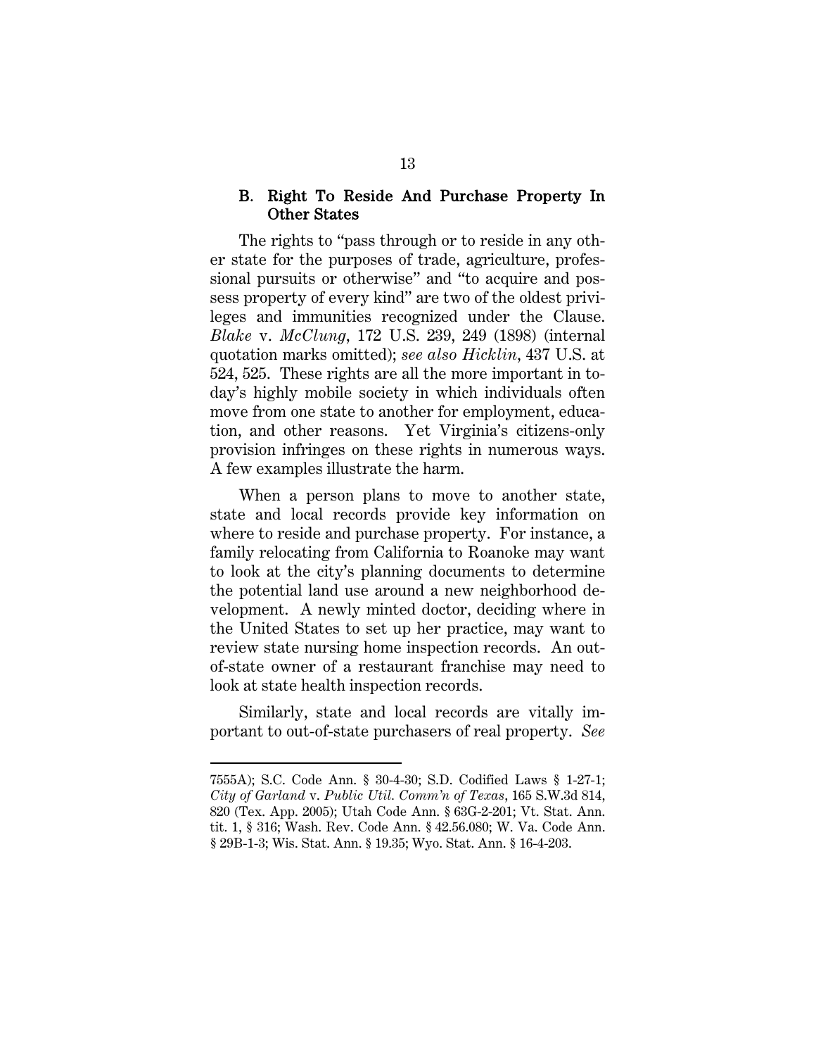### B. Right To Reside And Purchase Property In Other States

The rights to "pass through or to reside in any other state for the purposes of trade, agriculture, professional pursuits or otherwise" and "to acquire and possess property of every kind" are two of the oldest privileges and immunities recognized under the Clause. *Blake* v. *McClung*, 172 U.S. 239, 249 (1898) (internal quotation marks omitted); *see also Hicklin*, 437 U.S. at 524, 525. These rights are all the more important in today's highly mobile society in which individuals often move from one state to another for employment, education, and other reasons. Yet Virginia's citizens-only provision infringes on these rights in numerous ways. A few examples illustrate the harm.

When a person plans to move to another state, state and local records provide key information on where to reside and purchase property. For instance, a family relocating from California to Roanoke may want to look at the city's planning documents to determine the potential land use around a new neighborhood development. A newly minted doctor, deciding where in the United States to set up her practice, may want to review state nursing home inspection records. An out-of-state owner of a restaurant franchise may need to look at state health inspection records.

Similarly, state and local records are vitally important to out-of-state purchasers of real property. *See*

---

7555A); S.C. Code Ann. § 30-4-30; S.D. Codified Laws § 1-27-1; *City of Garland* v. *Public Util. Comm'n of Texas*, 165 S.W.3d 814, 820 (Tex. App. 2005); Utah Code Ann. § 63G-2-201; Vt. Stat. Ann. tit. 1, § 316; Wash. Rev. Code Ann. § 42.56.080; W. Va. Code Ann. § 29B-1-3; Wis. Stat. Ann. § 19.35; Wyo. Stat. Ann. § 16-4-203.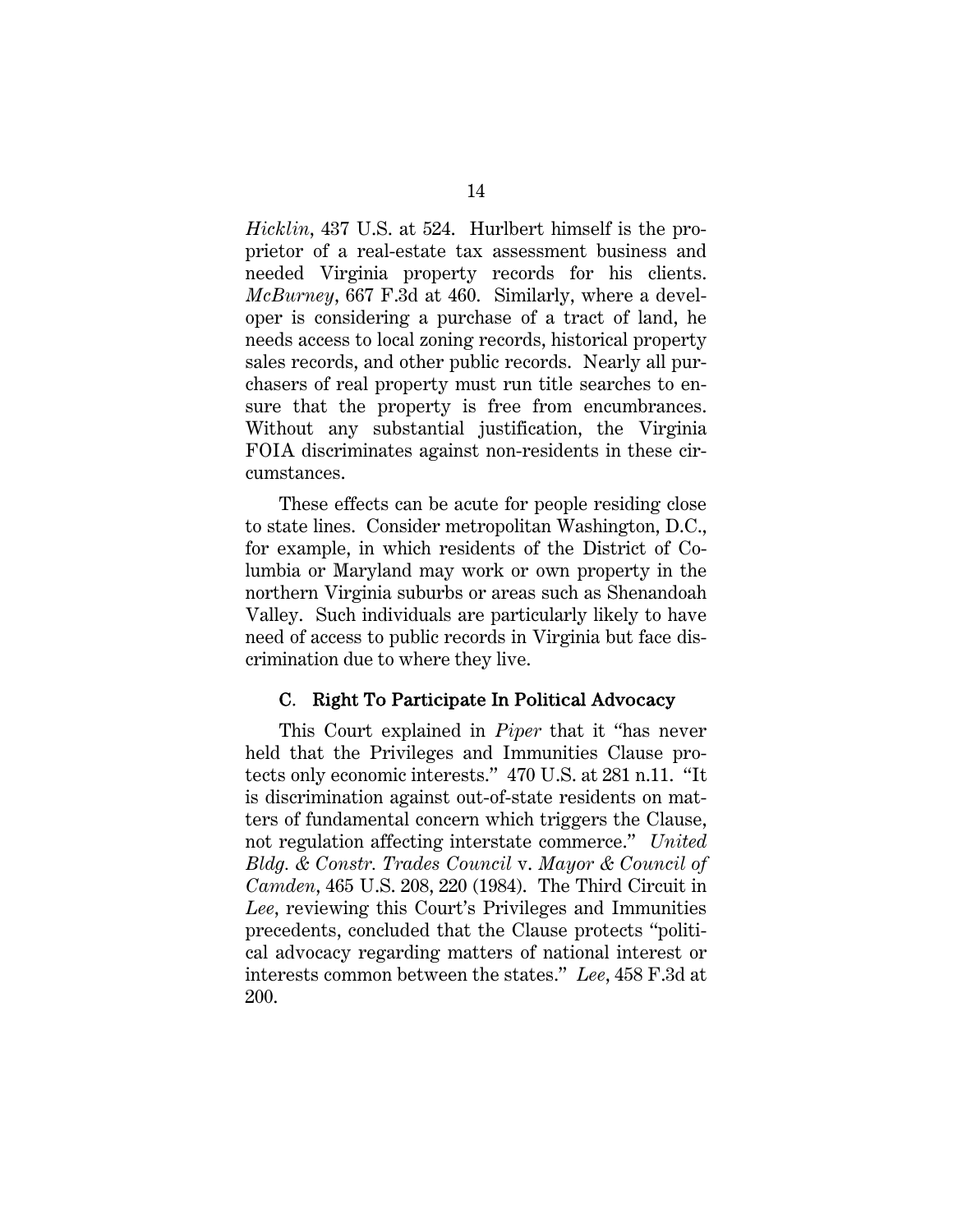*Hicklin*, 437 U.S. at 524. Hurlbert himself is the proprietor of a real-estate tax assessment business and needed Virginia property records for his clients. *McBurney*, 667 F.3d at 460. Similarly, where a developer is considering a purchase of a tract of land, he needs access to local zoning records, historical property sales records, and other public records. Nearly all purchasers of real property must run title searches to ensure that the property is free from encumbrances. Without any substantial justification, the Virginia FOIA discriminates against non-residents in these circumstances.

These effects can be acute for people residing close to state lines. Consider metropolitan Washington, D.C., for example, in which residents of the District of Columbia or Maryland may work or own property in the northern Virginia suburbs or areas such as Shenandoah Valley. Such individuals are particularly likely to have need of access to public records in Virginia but face discrimination due to where they live.

### C. Right To Participate In Political Advocacy

This Court explained in *Piper* that it "has never held that the Privileges and Immunities Clause protects only economic interests." 470 U.S. at 281 n.11. "It is discrimination against out-of-state residents on matters of fundamental concern which triggers the Clause, not regulation affecting interstate commerce." *United Bldg. & Constr. Trades Council* v. *Mayor & Council of Camden*, 465 U.S. 208, 220 (1984). The Third Circuit in *Lee*, reviewing this Court's Privileges and Immunities precedents, concluded that the Clause protects "political advocacy regarding matters of national interest or interests common between the states." *Lee*, 458 F.3d at 200.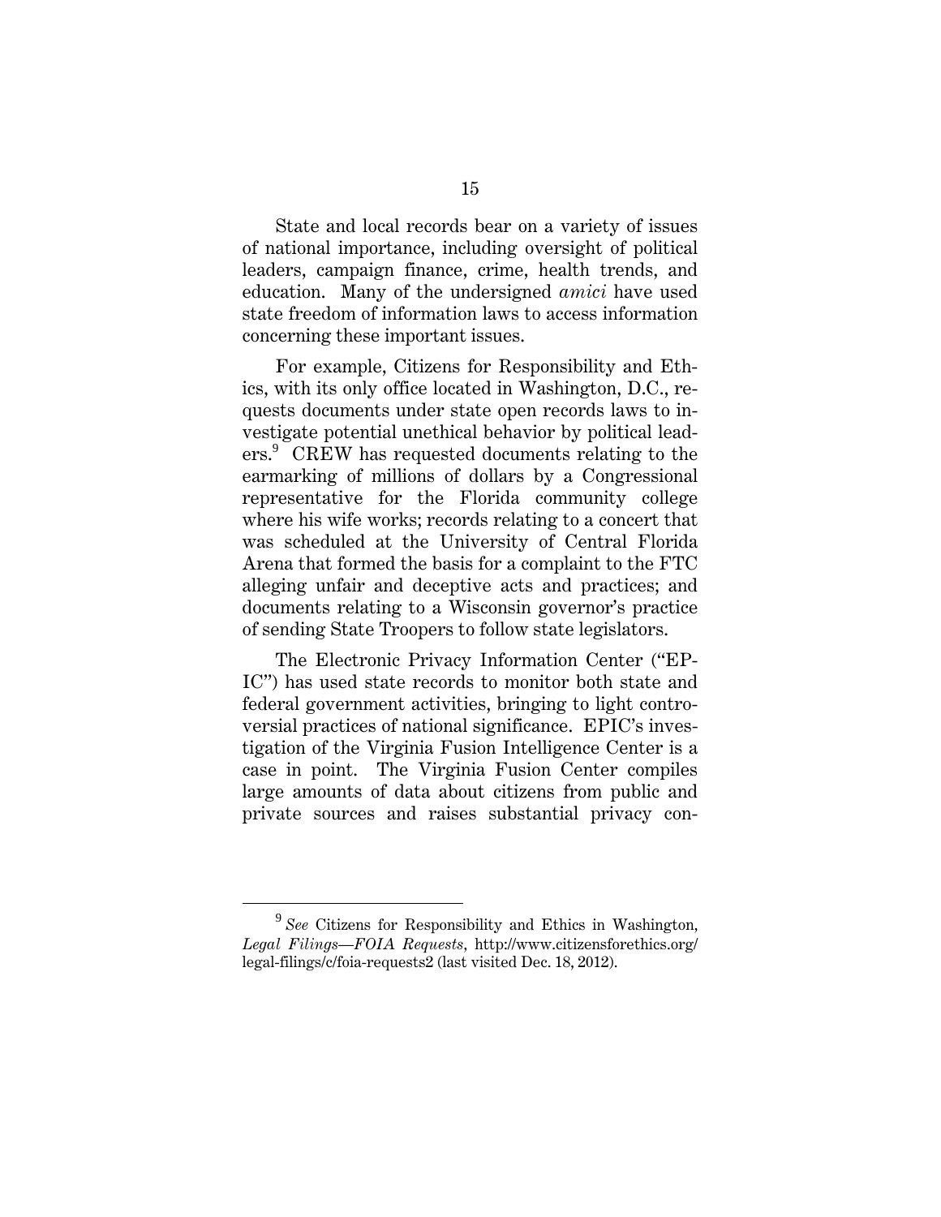State and local records bear on a variety of issues of national importance, including oversight of political leaders, campaign finance, crime, health trends, and education. Many of the undersigned *amici* have used state freedom of information laws to access information concerning these important issues.

For example, Citizens for Responsibility and Ethics, with its only office located in Washington, D.C., requests documents under state open records laws to investigate potential unethical behavior by political leaders.[9] CREW has requested documents relating to the earmarking of millions of dollars by a Congressional representative for the Florida community college where his wife works; records relating to a concert that was scheduled at the University of Central Florida Arena that formed the basis for a complaint to the FTC alleging unfair and deceptive acts and practices; and documents relating to a Wisconsin governor's practice of sending State Troopers to follow state legislators.

The Electronic Privacy Information Center ("EPIC") has used state records to monitor both state and federal government activities, bringing to light controversial practices of national significance. EPIC's investigation of the Virginia Fusion Intelligence Center is a case in point. The Virginia Fusion Center compiles large amounts of data about citizens from public and private sources and raises substantial privacy con-

---

[9] *See* Citizens for Responsibility and Ethics in Washington, *Legal Filings—FOIA Requests*, http://www.citizensforethics.org/legal-filings/c/foia-requests2 (last visited Dec. 18, 2012).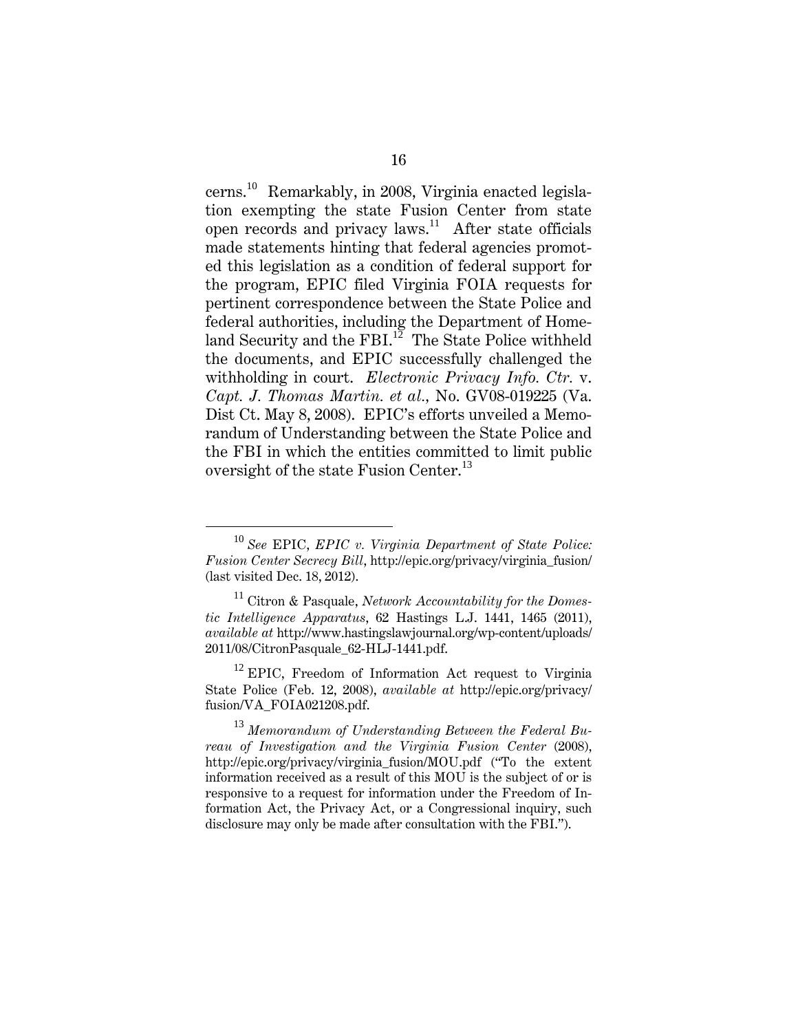cerns.[10] Remarkably, in 2008, Virginia enacted legislation exempting the state Fusion Center from state open records and privacy laws.[11] After state officials made statements hinting that federal agencies promoted this legislation as a condition of federal support for the program, EPIC filed Virginia FOIA requests for pertinent correspondence between the State Police and federal authorities, including the Department of Homeland Security and the FBI.[12] The State Police withheld the documents, and EPIC successfully challenged the withholding in court. *Electronic Privacy Info. Ctr.* v. *Capt. J. Thomas Martin. et al.*, No. GV08-019225 (Va. Dist Ct. May 8, 2008). EPIC's efforts unveiled a Memorandum of Understanding between the State Police and the FBI in which the entities committed to limit public oversight of the state Fusion Center.[13]

---

[10] *See* EPIC, *EPIC v. Virginia Department of State Police: Fusion Center Secrecy Bill*, http://epic.org/privacy/virginia_fusion/ (last visited Dec. 18, 2012).

[11] Citron & Pasquale, *Network Accountability for the Domestic Intelligence Apparatus*, 62 Hastings L.J. 1441, 1465 (2011), *available at* http://www.hastingslawjournal.org/wp-content/uploads/2011/08/CitronPasquale_62-HLJ-1441.pdf.

[12] EPIC, Freedom of Information Act request to Virginia State Police (Feb. 12, 2008), *available at* http://epic.org/privacy/fusion/VA_FOIA021208.pdf.

[13] *Memorandum of Understanding Between the Federal Bureau of Investigation and the Virginia Fusion Center* (2008), http://epic.org/privacy/virginia_fusion/MOU.pdf ("To the extent information received as a result of this MOU is the subject of or is responsive to a request for information under the Freedom of Information Act, the Privacy Act, or a Congressional inquiry, such disclosure may only be made after consultation with the FBI.").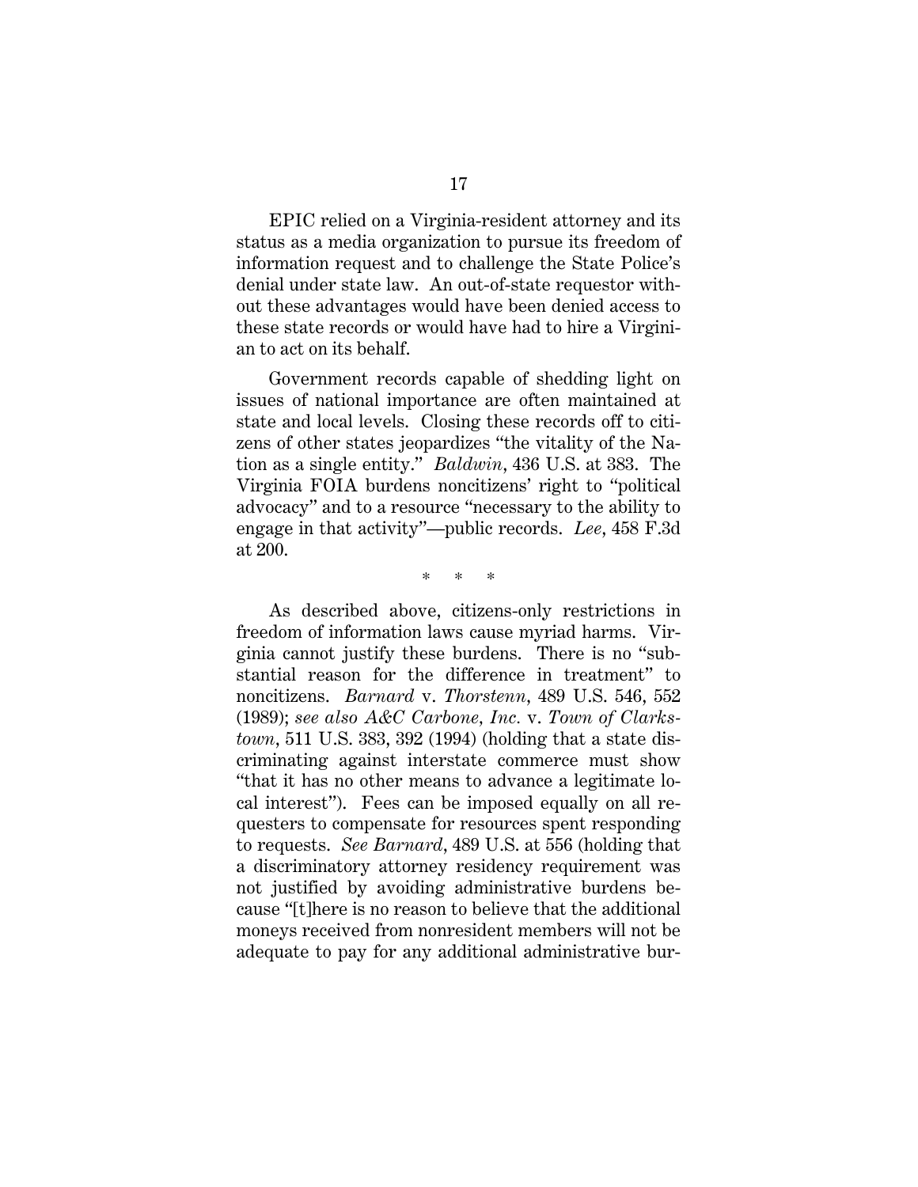EPIC relied on a Virginia-resident attorney and its status as a media organization to pursue its freedom of information request and to challenge the State Police's denial under state law. An out-of-state requestor without these advantages would have been denied access to these state records or would have had to hire a Virginian to act on its behalf.

Government records capable of shedding light on issues of national importance are often maintained at state and local levels. Closing these records off to citizens of other states jeopardizes "the vitality of the Nation as a single entity." *Baldwin*, 436 U.S. at 383. The Virginia FOIA burdens noncitizens' right to "political advocacy" and to a resource "necessary to the ability to engage in that activity"—public records. *Lee*, 458 F.3d at 200.

\* \* \*

As described above, citizens-only restrictions in freedom of information laws cause myriad harms. Virginia cannot justify these burdens. There is no "substantial reason for the difference in treatment" to noncitizens. *Barnard* v. *Thorstenn*, 489 U.S. 546, 552 (1989); *see also A&C Carbone, Inc.* v. *Town of Clarkstown*, 511 U.S. 383, 392 (1994) (holding that a state discriminating against interstate commerce must show "that it has no other means to advance a legitimate local interest"). Fees can be imposed equally on all requesters to compensate for resources spent responding to requests. *See Barnard*, 489 U.S. at 556 (holding that a discriminatory attorney residency requirement was not justified by avoiding administrative burdens because "[t]here is no reason to believe that the additional moneys received from nonresident members will not be adequate to pay for any additional administrative bur-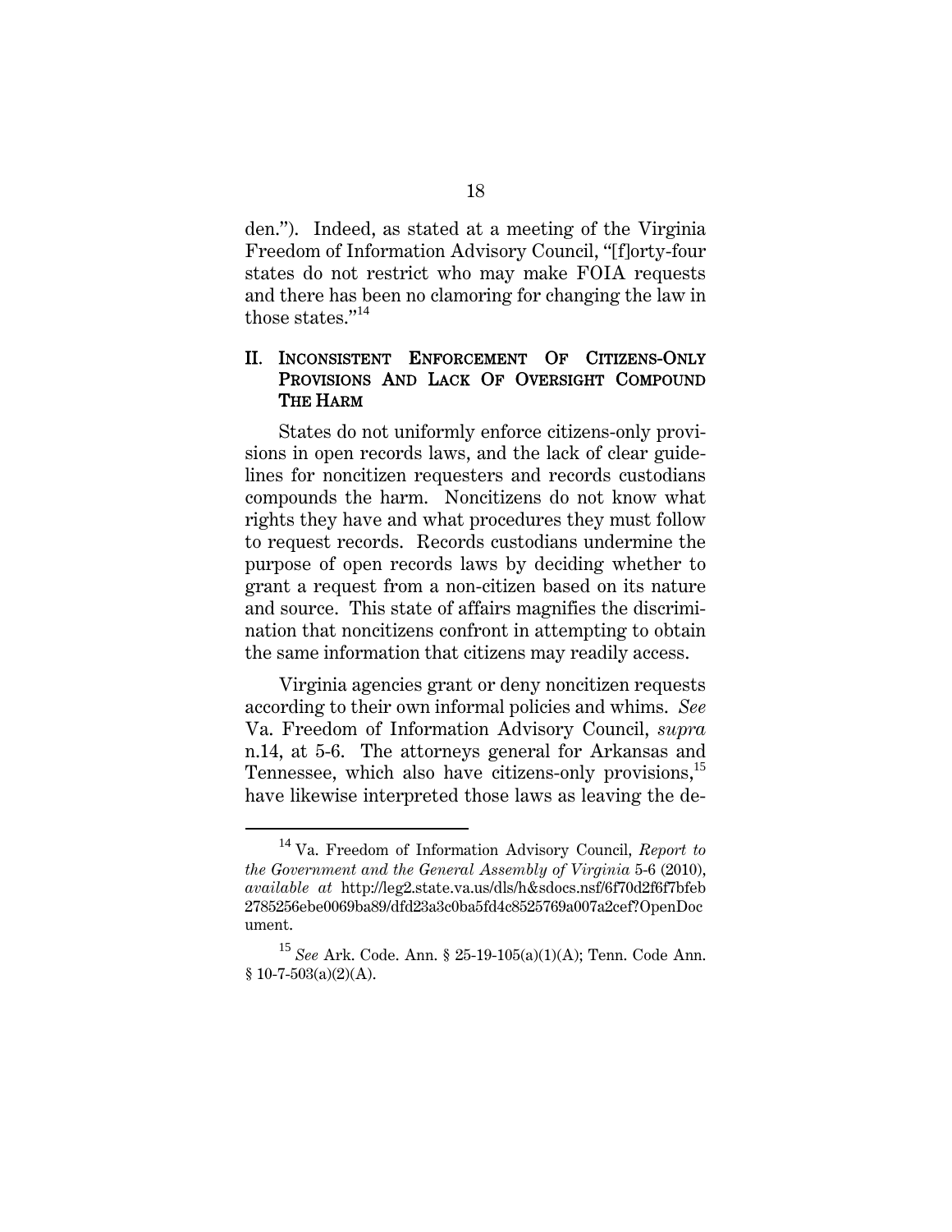den."). Indeed, as stated at a meeting of the Virginia Freedom of Information Advisory Council, "[f]orty-four states do not restrict who may make FOIA requests and there has been no clamoring for changing the law in those states."[14]

## II. INCONSISTENT ENFORCEMENT OF CITIZENS-ONLY PROVISIONS AND LACK OF OVERSIGHT COMPOUND THE HARM

States do not uniformly enforce citizens-only provisions in open records laws, and the lack of clear guidelines for noncitizen requesters and records custodians compounds the harm. Noncitizens do not know what rights they have and what procedures they must follow to request records. Records custodians undermine the purpose of open records laws by deciding whether to grant a request from a non-citizen based on its nature and source. This state of affairs magnifies the discrimination that noncitizens confront in attempting to obtain the same information that citizens may readily access.

Virginia agencies grant or deny noncitizen requests according to their own informal policies and whims. *See* Va. Freedom of Information Advisory Council, *supra* n.14, at 5-6. The attorneys general for Arkansas and Tennessee, which also have citizens-only provisions,[15] have likewise interpreted those laws as leaving the de-

---

[14] Va. Freedom of Information Advisory Council, *Report to the Government and the General Assembly of Virginia* 5-6 (2010), *available at* http://leg2.state.va.us/dls/h&sdocs.nsf/6f70d2f6f7bfeb2785256ebe0069ba89/dfd23a3c0ba5fd4c8525769a007a2cef?OpenDocument.

[15] *See* Ark. Code. Ann. § 25-19-105(a)(1)(A); Tenn. Code Ann. § 10-7-503(a)(2)(A).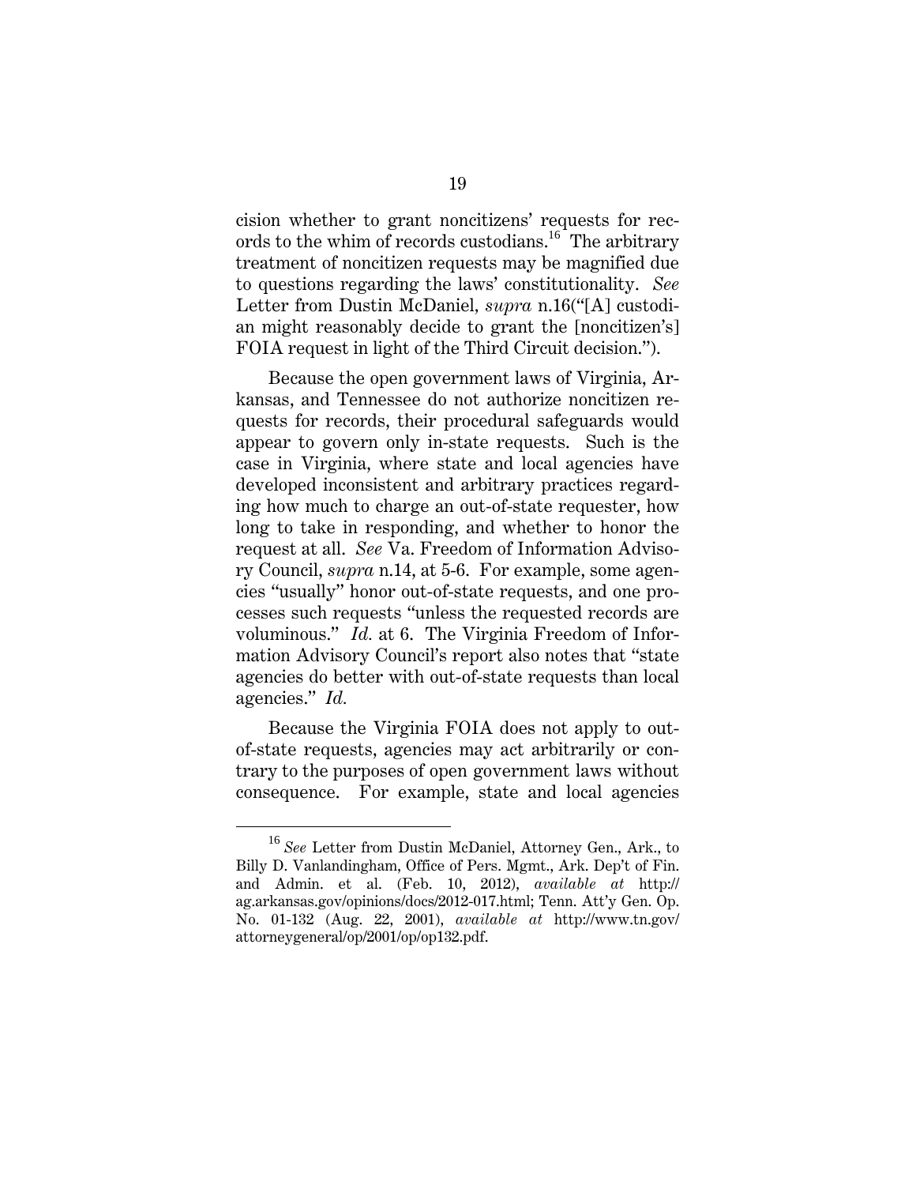cision whether to grant noncitizens' requests for records to the whim of records custodians.[16] The arbitrary treatment of noncitizen requests may be magnified due to questions regarding the laws' constitutionality. *See* Letter from Dustin McDaniel, *supra* n.16("[A] custodian might reasonably decide to grant the [noncitizen's] FOIA request in light of the Third Circuit decision.").

Because the open government laws of Virginia, Arkansas, and Tennessee do not authorize noncitizen requests for records, their procedural safeguards would appear to govern only in-state requests. Such is the case in Virginia, where state and local agencies have developed inconsistent and arbitrary practices regarding how much to charge an out-of-state requester, how long to take in responding, and whether to honor the request at all. *See* Va. Freedom of Information Advisory Council, *supra* n.14, at 5-6. For example, some agencies "usually" honor out-of-state requests, and one processes such requests "unless the requested records are voluminous." *Id.* at 6. The Virginia Freedom of Information Advisory Council's report also notes that "state agencies do better with out-of-state requests than local agencies." *Id.*

Because the Virginia FOIA does not apply to out-of-state requests, agencies may act arbitrarily or contrary to the purposes of open government laws without consequence. For example, state and local agencies

---

[16] *See* Letter from Dustin McDaniel, Attorney Gen., Ark., to Billy D. Vanlandingham, Office of Pers. Mgmt., Ark. Dep't of Fin. and Admin. et al. (Feb. 10, 2012), *available at* http://ag.arkansas.gov/opinions/docs/2012-017.html; Tenn. Att'y Gen. Op. No. 01-132 (Aug. 22, 2001), *available at* http://www.tn.gov/attorneygeneral/op/2001/op/op132.pdf.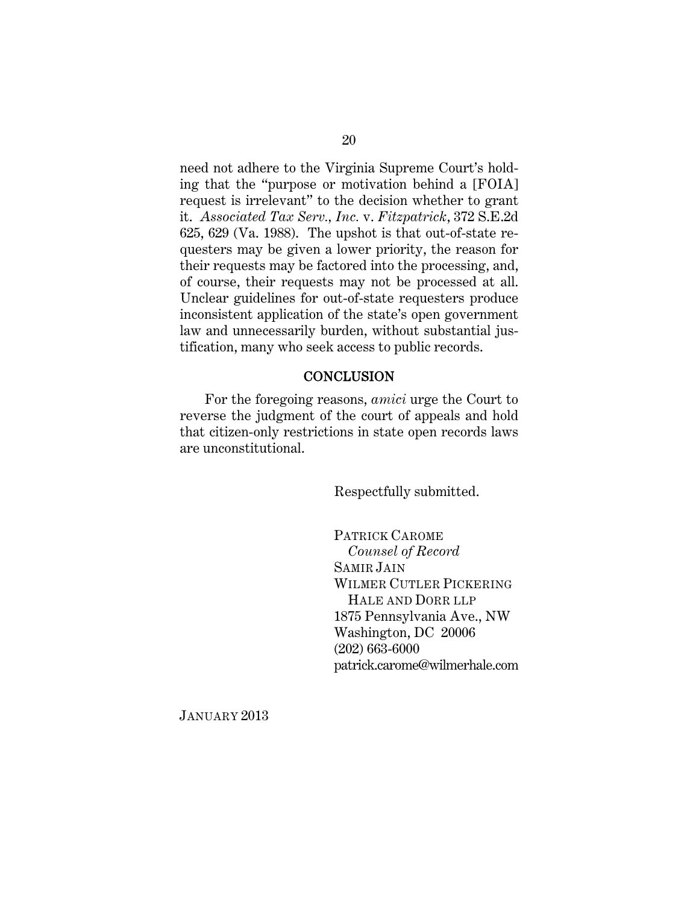need not adhere to the Virginia Supreme Court's holding that the "purpose or motivation behind a [FOIA] request is irrelevant" to the decision whether to grant it. *Associated Tax Serv., Inc.* v. *Fitzpatrick*, 372 S.E.2d 625, 629 (Va. 1988). The upshot is that out-of-state requesters may be given a lower priority, the reason for their requests may be factored into the processing, and, of course, their requests may not be processed at all. Unclear guidelines for out-of-state requesters produce inconsistent application of the state's open government law and unnecessarily burden, without substantial justification, many who seek access to public records.

## CONCLUSION

For the foregoing reasons, *amici* urge the Court to reverse the judgment of the court of appeals and hold that citizen-only restrictions in state open records laws are unconstitutional.

Respectfully submitted.

PATRICK CAROME
*Counsel of Record*
SAMIR JAIN
WILMER CUTLER PICKERING
HALE AND DORR LLP
1875 Pennsylvania Ave., NW
Washington, DC 20006
(202) 663-6000
patrick.carome@wilmerhale.com

JANUARY 2013